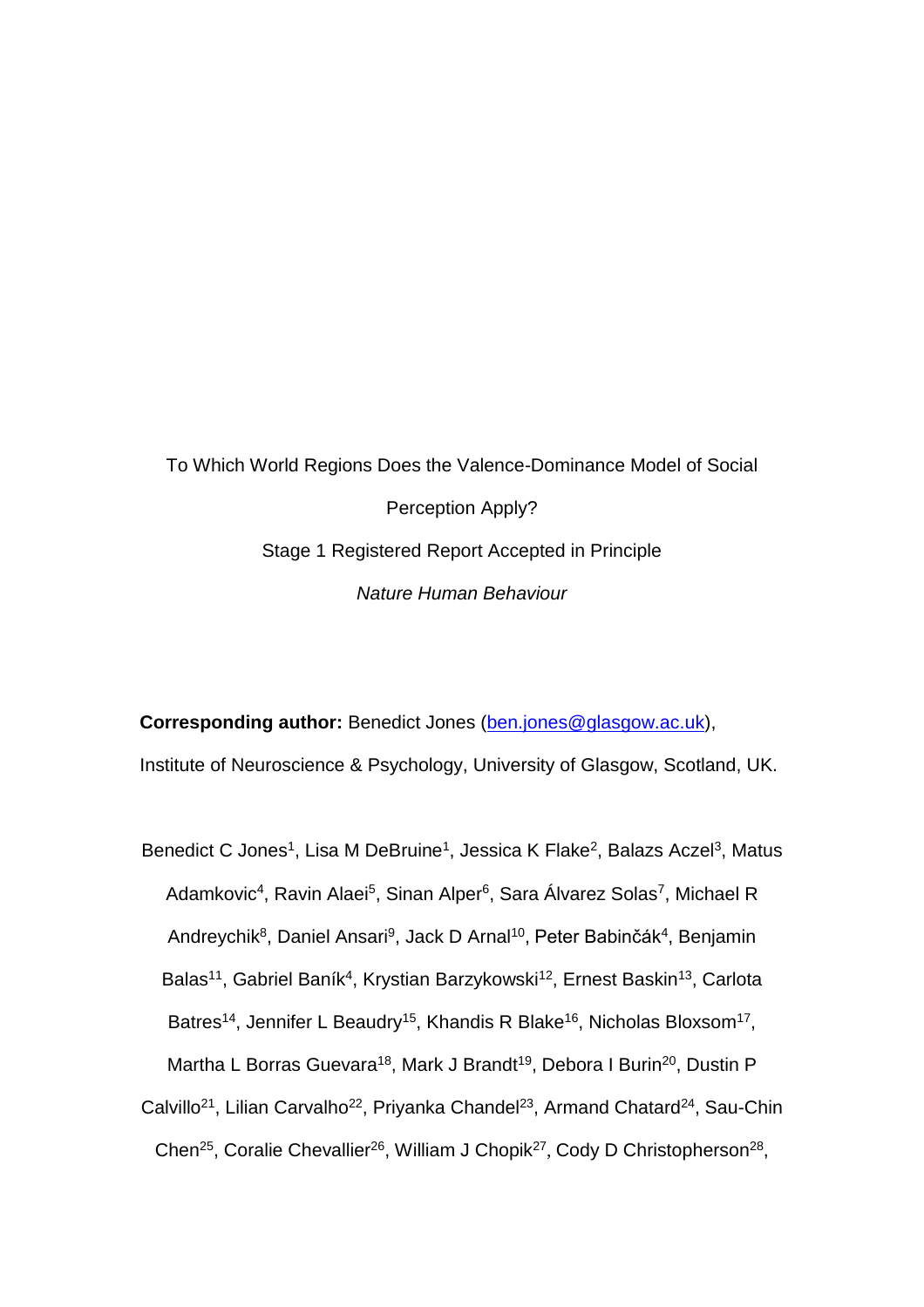To Which World Regions Does the Valence-Dominance Model of Social Perception Apply?

Stage 1 Registered Report Accepted in Principle

*Nature Human Behaviour*

**Corresponding author:** Benedict Jones (ben.jones@glasgow.ac.uk), Institute of Neuroscience & Psychology, University of Glasgow, Scotland, UK.

Benedict C Jones[1], Lisa M DeBruine[1], Jessica K Flake[2], Balazs Aczel[3], Matus Adamkovic[4], Ravin Alaei[5], Sinan Alper[6], Sara Álvarez Solas[7], Michael R Andreychik[8], Daniel Ansari[9], Jack D Arnal[10], Peter Babinčák[4], Benjamin Balas[11], Gabriel Baník[4], Krystian Barzykowski[12], Ernest Baskin[13], Carlota Batres[14], Jennifer L Beaudry[15], Khandis R Blake[16], Nicholas Bloxsom[17], Martha L Borras Guevara[18], Mark J Brandt[19], Debora I Burin[20], Dustin P Calvillo[21], Lilian Carvalho[22], Priyanka Chandel[23], Armand Chatard[24], Sau-Chin Chen[25], Coralie Chevallier[26], William J Chopik[27], Cody D Christopherson[28],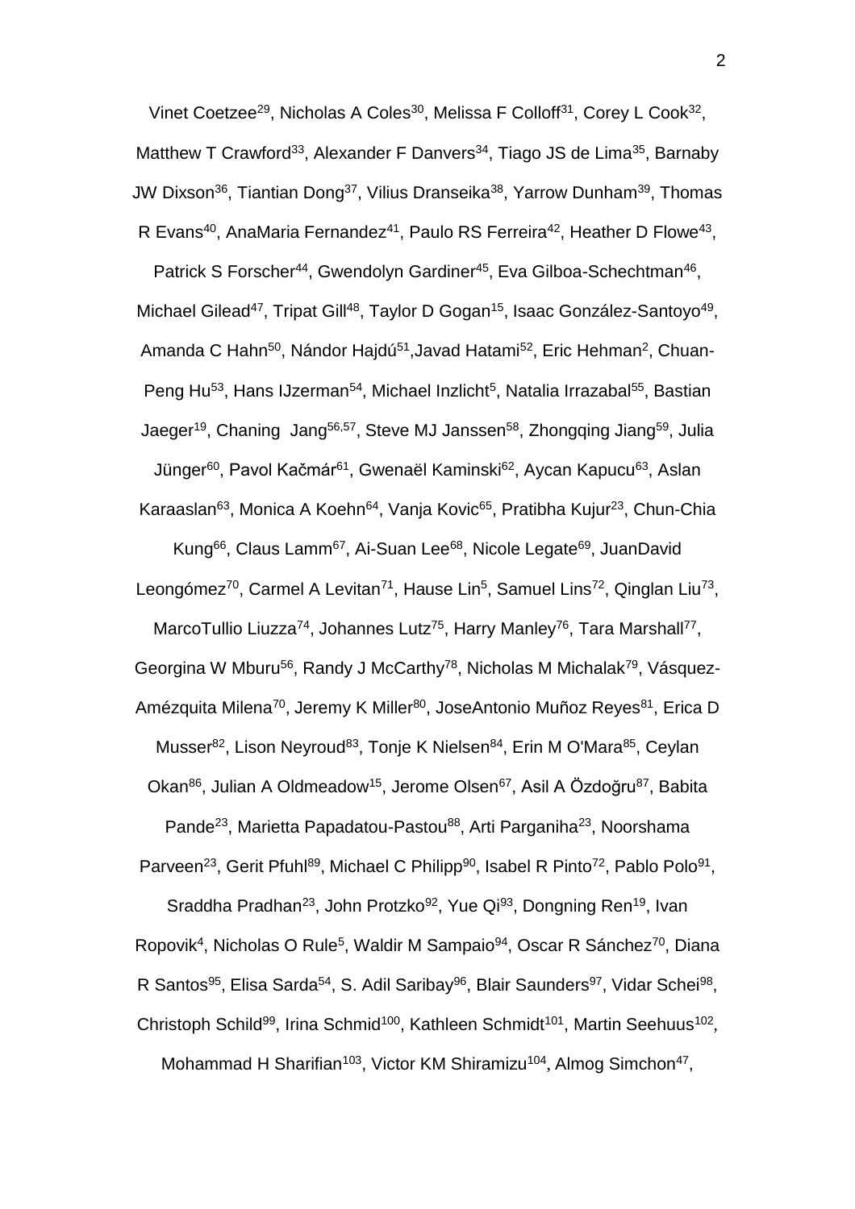Vinet Coetzee[29], Nicholas A Coles[30], Melissa F Colloff[31], Corey L Cook[32], Matthew T Crawford[33], Alexander F Danvers[34], Tiago JS de Lima[35], Barnaby JW Dixson[36], Tiantian Dong[37], Vilius Dranseika[38], Yarrow Dunham[39], Thomas R Evans[40], AnaMaria Fernandez[41], Paulo RS Ferreira[42], Heather D Flowe[43], Patrick S Forscher[44], Gwendolyn Gardiner[45], Eva Gilboa-Schechtman[46], Michael Gilead[47], Tripat Gill[48], Taylor D Gogan[15], Isaac González-Santoyo[49], Amanda C Hahn[50], Nándor Hajdú[51],Javad Hatami[52], Eric Hehman[2], Chuan-Peng Hu[53], Hans IJzerman[54], Michael Inzlicht[5], Natalia Irrazabal[55], Bastian Jaeger[19], Chaning Jang[56,57], Steve MJ Janssen[58], Zhongqing Jiang[59], Julia Jünger[60], Pavol Kačmár[61], Gwenaël Kaminski[62], Aycan Kapucu[63], Aslan Karaaslan[63], Monica A Koehn[64], Vanja Kovic[65], Pratibha Kujur[23], Chun-Chia Kung[66], Claus Lamm[67], Ai-Suan Lee[68], Nicole Legate[69], JuanDavid Leongómez[70], Carmel A Levitan[71], Hause Lin[5], Samuel Lins[72], Qinglan Liu[73], MarcoTullio Liuzza[74], Johannes Lutz[75], Harry Manley[76], Tara Marshall[77], Georgina W Mburu[56], Randy J McCarthy[78], Nicholas M Michalak[79], Vásquez-Amézquita Milena[70], Jeremy K Miller[80], JoseAntonio Muñoz Reyes[81], Erica D Musser[82], Lison Neyroud[83], Tonje K Nielsen[84], Erin M O'Mara[85], Ceylan Okan[86], Julian A Oldmeadow[15], Jerome Olsen[67], Asil A Özdoğru[87], Babita Pande[23], Marietta Papadatou-Pastou[88], Arti Parganiha[23], Noorshama Parveen[23], Gerit Pfuhl[89], Michael C Philipp[90], Isabel R Pinto[72], Pablo Polo[91], Sraddha Pradhan[23], John Protzko[92], Yue Qi[93], Dongning Ren[19], Ivan Ropovik[4], Nicholas O Rule[5], Waldir M Sampaio[94], Oscar R Sánchez[70], Diana R Santos[95], Elisa Sarda[54], S. Adil Saribay[96], Blair Saunders[97], Vidar Schei[98], Christoph Schild[99], Irina Schmid[100], Kathleen Schmidt[101], Martin Seehuus[102], Mohammad H Sharifian[103], Victor KM Shiramizu[104], Almog Simchon[47],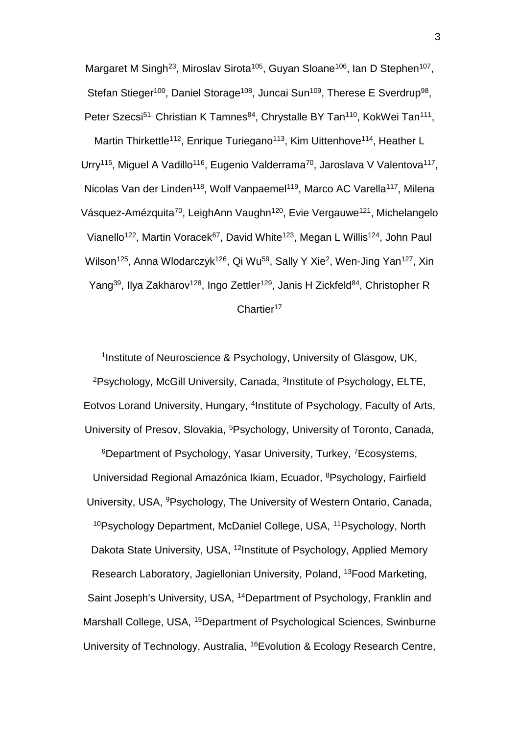Margaret M Singh[23], Miroslav Sirota[105], Guyan Sloane[106], Ian D Stephen[107], Stefan Stieger[100], Daniel Storage[108], Juncai Sun[109], Therese E Sverdrup[98], Peter Szecsi[51], Christian K Tamnes[84], Chrystalle BY Tan[110], KokWei Tan[111], Martin Thirkettle[112], Enrique Turiegano[113], Kim Uittenhove[114], Heather L Urry[115], Miguel A Vadillo[116], Eugenio Valderrama[70], Jaroslava V Valentova[117], Nicolas Van der Linden[118], Wolf Vanpaemel[119], Marco AC Varella[117], Milena Vásquez-Amézquita[70], LeighAnn Vaughn[120], Evie Vergauwe[121], Michelangelo Vianello[122], Martin Voracek[67], David White[123], Megan L Willis[124], John Paul Wilson[125], Anna Wlodarczyk[126], Qi Wu[59], Sally Y Xie[2], Wen-Jing Yan[127], Xin Yang[39], Ilya Zakharov[128], Ingo Zettler[129], Janis H Zickfeld[84], Christopher R Chartier[17]

[1]Institute of Neuroscience & Psychology, University of Glasgow, UK, [2]Psychology, McGill University, Canada, [3]Institute of Psychology, ELTE, Eotvos Lorand University, Hungary, [4]Institute of Psychology, Faculty of Arts, University of Presov, Slovakia, [5]Psychology, University of Toronto, Canada, [6]Department of Psychology, Yasar University, Turkey, [7]Ecosystems, Universidad Regional Amazónica Ikiam, Ecuador, [8]Psychology, Fairfield University, USA, [9]Psychology, The University of Western Ontario, Canada, [10]Psychology Department, McDaniel College, USA, [11]Psychology, North Dakota State University, USA, [12]Institute of Psychology, Applied Memory Research Laboratory, Jagiellonian University, Poland, [13]Food Marketing, Saint Joseph's University, USA, [14]Department of Psychology, Franklin and Marshall College, USA, [15]Department of Psychological Sciences, Swinburne University of Technology, Australia, [16]Evolution & Ecology Research Centre,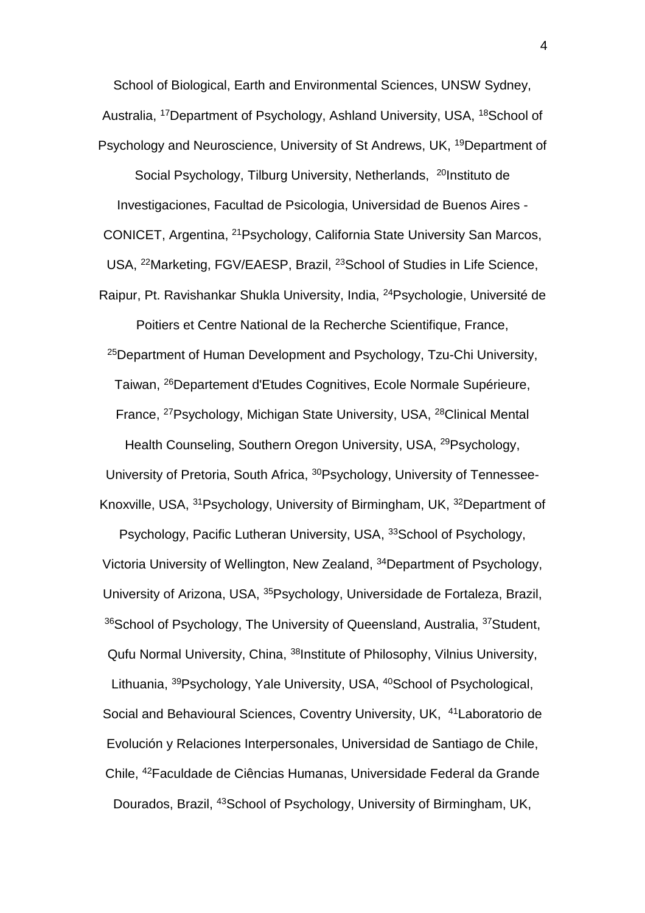School of Biological, Earth and Environmental Sciences, UNSW Sydney, Australia, [17]Department of Psychology, Ashland University, USA, [18]School of Psychology and Neuroscience, University of St Andrews, UK, [19]Department of Social Psychology, Tilburg University, Netherlands, [20]Instituto de Investigaciones, Facultad de Psicologia, Universidad de Buenos Aires - CONICET, Argentina, [21]Psychology, California State University San Marcos, USA, [22]Marketing, FGV/EAESP, Brazil, [23]School of Studies in Life Science, Raipur, Pt. Ravishankar Shukla University, India, [24]Psychologie, Université de Poitiers et Centre National de la Recherche Scientifique, France, [25]Department of Human Development and Psychology, Tzu-Chi University, Taiwan, [26]Departement d'Etudes Cognitives, Ecole Normale Supérieure, France, [27]Psychology, Michigan State University, USA, [28]Clinical Mental Health Counseling, Southern Oregon University, USA, [29]Psychology, University of Pretoria, South Africa, [30]Psychology, University of Tennessee-Knoxville, USA, [31]Psychology, University of Birmingham, UK, [32]Department of Psychology, Pacific Lutheran University, USA, [33]School of Psychology, Victoria University of Wellington, New Zealand, [34]Department of Psychology, University of Arizona, USA, [35]Psychology, Universidade de Fortaleza, Brazil, [36]School of Psychology, The University of Queensland, Australia, [37]Student, Qufu Normal University, China, [38]Institute of Philosophy, Vilnius University, Lithuania, [39]Psychology, Yale University, USA, [40]School of Psychological, Social and Behavioural Sciences, Coventry University, UK, [41]Laboratorio de Evolución y Relaciones Interpersonales, Universidad de Santiago de Chile, Chile, [42]Faculdade de Ciências Humanas, Universidade Federal da Grande Dourados, Brazil, [43]School of Psychology, University of Birmingham, UK,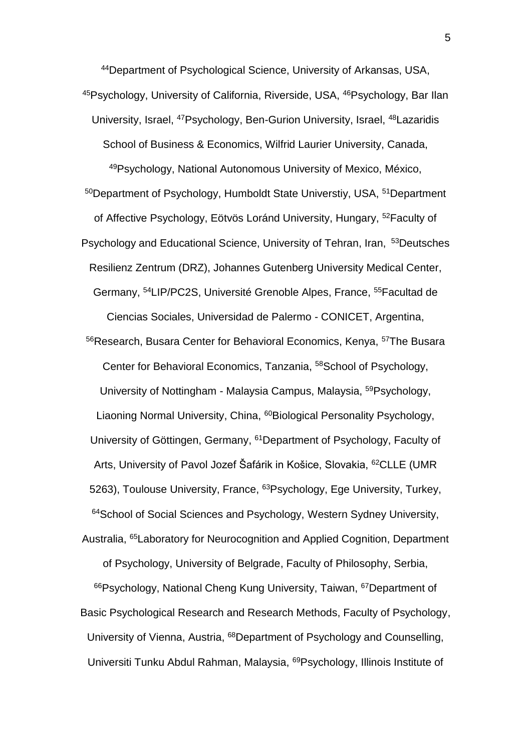[44]Department of Psychological Science, University of Arkansas, USA, [45]Psychology, University of California, Riverside, USA, [46]Psychology, Bar Ilan University, Israel, [47]Psychology, Ben-Gurion University, Israel, [48]Lazaridis School of Business & Economics, Wilfrid Laurier University, Canada, [49]Psychology, National Autonomous University of Mexico, México, [50]Department of Psychology, Humboldt State Universtiy, USA, [51]Department of Affective Psychology, Eötvös Loránd University, Hungary, [52]Faculty of Psychology and Educational Science, University of Tehran, Iran, [53]Deutsches Resilienz Zentrum (DRZ), Johannes Gutenberg University Medical Center, Germany, [54]LIP/PC2S, Université Grenoble Alpes, France, [55]Facultad de Ciencias Sociales, Universidad de Palermo - CONICET, Argentina, [56]Research, Busara Center for Behavioral Economics, Kenya, [57]The Busara Center for Behavioral Economics, Tanzania, [58]School of Psychology, University of Nottingham - Malaysia Campus, Malaysia, [59]Psychology, Liaoning Normal University, China, [60]Biological Personality Psychology, University of Göttingen, Germany, [61]Department of Psychology, Faculty of Arts, University of Pavol Jozef Šafárik in Košice, Slovakia, [62]CLLE (UMR 5263), Toulouse University, France, [63]Psychology, Ege University, Turkey, [64]School of Social Sciences and Psychology, Western Sydney University, Australia, [65]Laboratory for Neurocognition and Applied Cognition, Department of Psychology, University of Belgrade, Faculty of Philosophy, Serbia, [66]Psychology, National Cheng Kung University, Taiwan, [67]Department of Basic Psychological Research and Research Methods, Faculty of Psychology, University of Vienna, Austria, [68]Department of Psychology and Counselling, Universiti Tunku Abdul Rahman, Malaysia, [69]Psychology, Illinois Institute of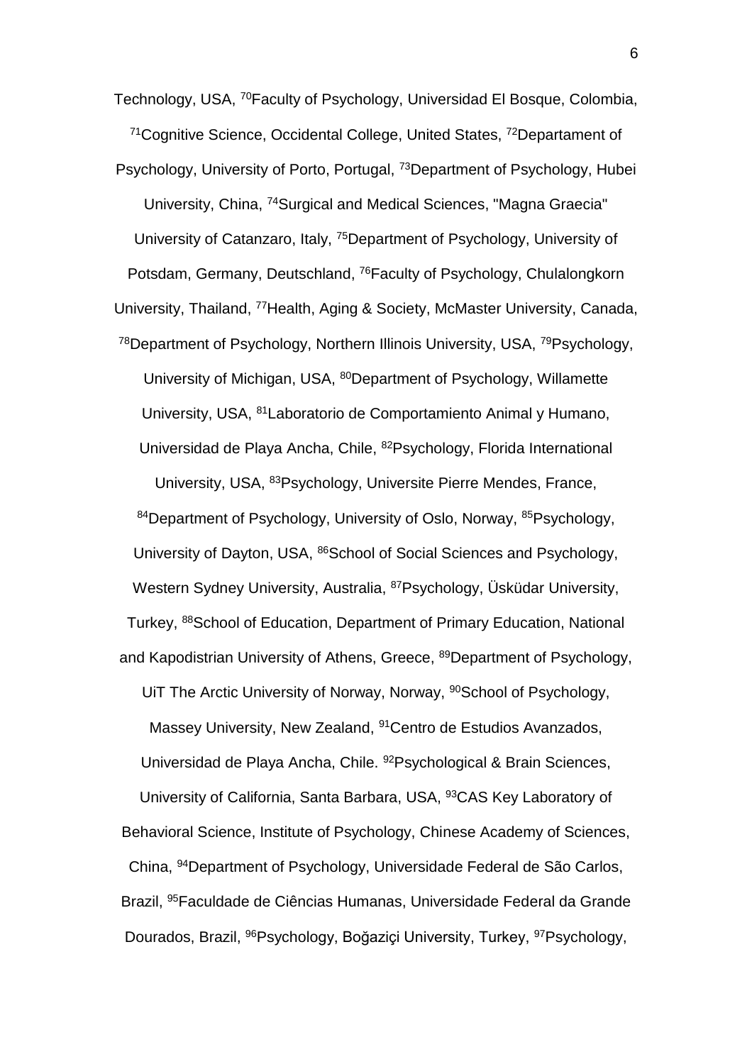Technology, USA, [70]Faculty of Psychology, Universidad El Bosque, Colombia, [71]Cognitive Science, Occidental College, United States, [72]Departament of Psychology, University of Porto, Portugal, [73]Department of Psychology, Hubei University, China, [74]Surgical and Medical Sciences, "Magna Graecia" University of Catanzaro, Italy, [75]Department of Psychology, University of Potsdam, Germany, Deutschland, [76]Faculty of Psychology, Chulalongkorn University, Thailand, [77]Health, Aging & Society, McMaster University, Canada, [78]Department of Psychology, Northern Illinois University, USA, [79]Psychology, University of Michigan, USA, [80]Department of Psychology, Willamette University, USA, [81]Laboratorio de Comportamiento Animal y Humano, Universidad de Playa Ancha, Chile, [82]Psychology, Florida International University, USA, [83]Psychology, Universite Pierre Mendes, France, [84]Department of Psychology, University of Oslo, Norway, [85]Psychology, University of Dayton, USA, [86]School of Social Sciences and Psychology, Western Sydney University, Australia, [87]Psychology, Üsküdar University, Turkey, [88]School of Education, Department of Primary Education, National and Kapodistrian University of Athens, Greece, [89]Department of Psychology, UiT The Arctic University of Norway, Norway, [90]School of Psychology, Massey University, New Zealand, [91]Centro de Estudios Avanzados, Universidad de Playa Ancha, Chile. [92]Psychological & Brain Sciences, University of California, Santa Barbara, USA, [93]CAS Key Laboratory of Behavioral Science, Institute of Psychology, Chinese Academy of Sciences, China, [94]Department of Psychology, Universidade Federal de São Carlos, Brazil, [95]Faculdade de Ciências Humanas, Universidade Federal da Grande Dourados, Brazil, [96]Psychology, Boğaziçi University, Turkey, [97]Psychology,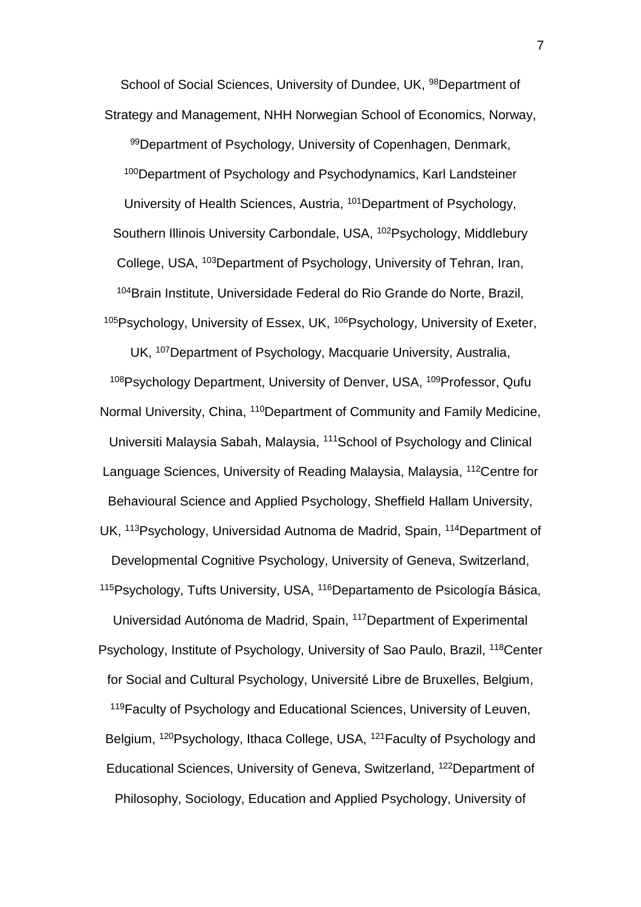School of Social Sciences, University of Dundee, UK, [98]Department of Strategy and Management, NHH Norwegian School of Economics, Norway, [99]Department of Psychology, University of Copenhagen, Denmark, [100]Department of Psychology and Psychodynamics, Karl Landsteiner University of Health Sciences, Austria, [101]Department of Psychology, Southern Illinois University Carbondale, USA, [102]Psychology, Middlebury College, USA, [103]Department of Psychology, University of Tehran, Iran, [104]Brain Institute, Universidade Federal do Rio Grande do Norte, Brazil, [105]Psychology, University of Essex, UK, [106]Psychology, University of Exeter, UK, [107]Department of Psychology, Macquarie University, Australia, [108]Psychology Department, University of Denver, USA, [109]Professor, Qufu Normal University, China, [110]Department of Community and Family Medicine, Universiti Malaysia Sabah, Malaysia, [111]School of Psychology and Clinical Language Sciences, University of Reading Malaysia, Malaysia, [112]Centre for Behavioural Science and Applied Psychology, Sheffield Hallam University, UK, [113]Psychology, Universidad Autnoma de Madrid, Spain, [114]Department of Developmental Cognitive Psychology, University of Geneva, Switzerland, [115]Psychology, Tufts University, USA, [116]Departamento de Psicología Básica, Universidad Autónoma de Madrid, Spain, [117]Department of Experimental Psychology, Institute of Psychology, University of Sao Paulo, Brazil, [118]Center for Social and Cultural Psychology, Université Libre de Bruxelles, Belgium, [119]Faculty of Psychology and Educational Sciences, University of Leuven, Belgium, [120]Psychology, Ithaca College, USA, [121]Faculty of Psychology and Educational Sciences, University of Geneva, Switzerland, [122]Department of Philosophy, Sociology, Education and Applied Psychology, University of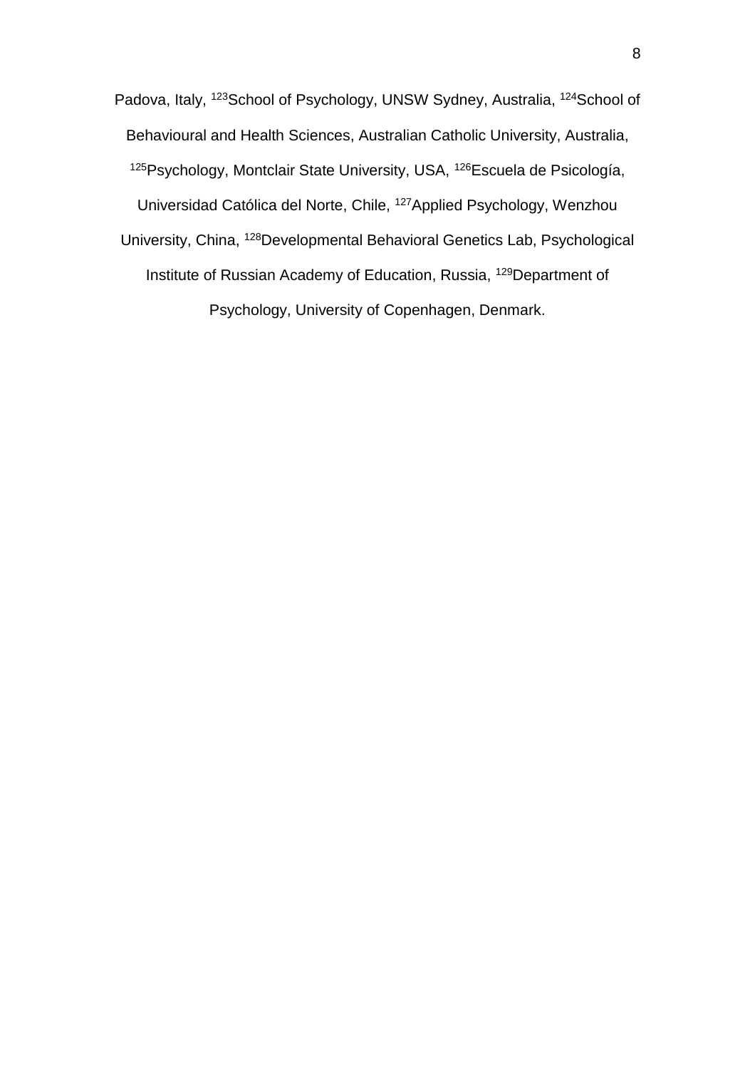Padova, Italy, [123]School of Psychology, UNSW Sydney, Australia, [124]School of Behavioural and Health Sciences, Australian Catholic University, Australia, [125]Psychology, Montclair State University, USA, [126]Escuela de Psicología, Universidad Católica del Norte, Chile, [127]Applied Psychology, Wenzhou University, China, [128]Developmental Behavioral Genetics Lab, Psychological Institute of Russian Academy of Education, Russia, [129]Department of Psychology, University of Copenhagen, Denmark.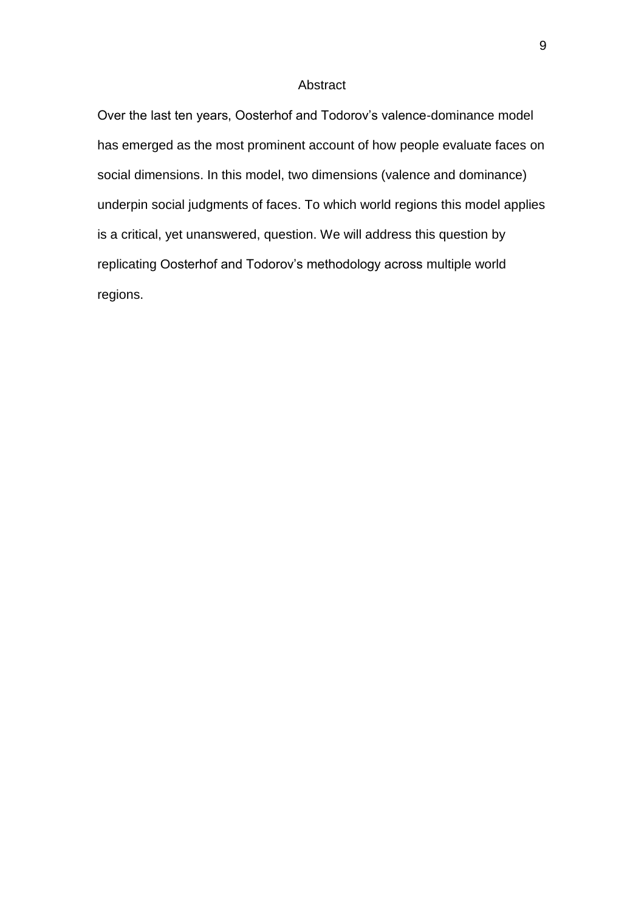# Abstract

Over the last ten years, Oosterhof and Todorov's valence-dominance model has emerged as the most prominent account of how people evaluate faces on social dimensions. In this model, two dimensions (valence and dominance) underpin social judgments of faces. To which world regions this model applies is a critical, yet unanswered, question. We will address this question by replicating Oosterhof and Todorov's methodology across multiple world regions.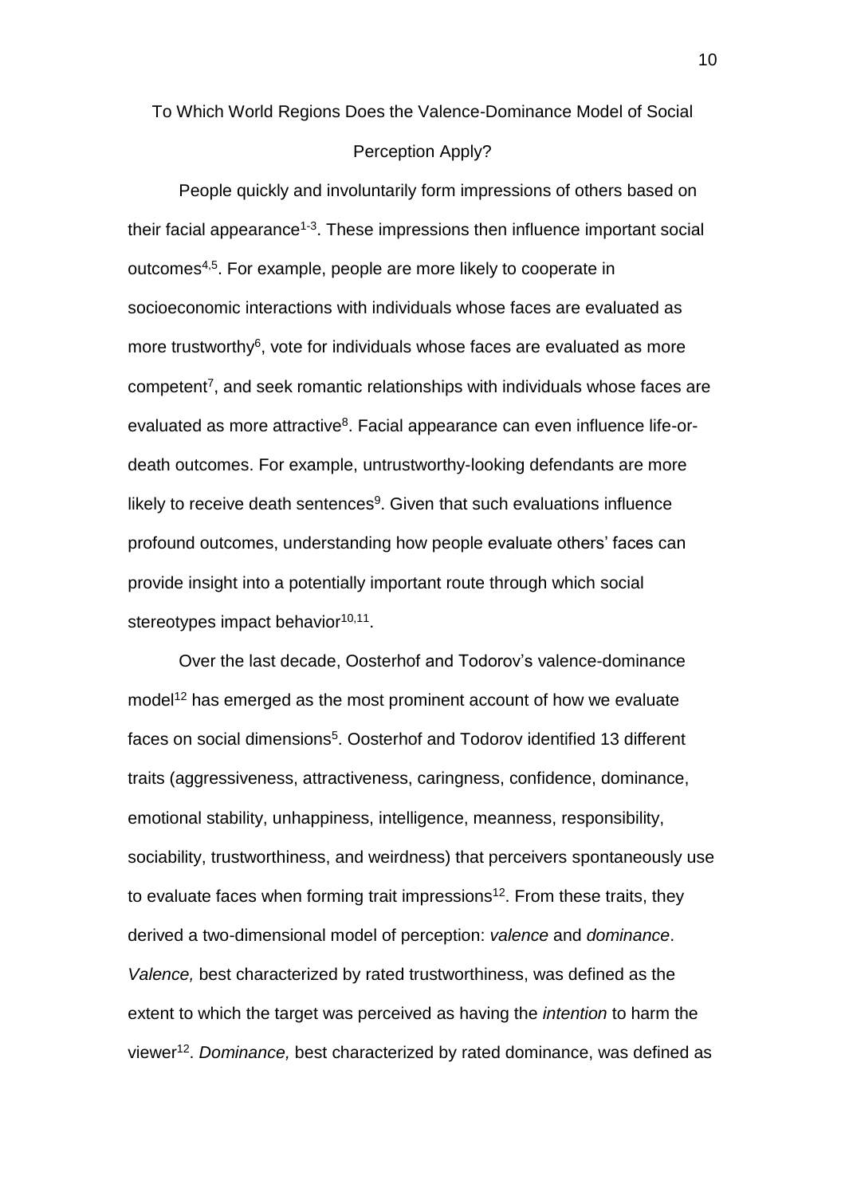# To Which World Regions Does the Valence-Dominance Model of Social Perception Apply?

People quickly and involuntarily form impressions of others based on their facial appearance[1-3]. These impressions then influence important social outcomes[4,5]. For example, people are more likely to cooperate in socioeconomic interactions with individuals whose faces are evaluated as more trustworthy[6], vote for individuals whose faces are evaluated as more competent[7], and seek romantic relationships with individuals whose faces are evaluated as more attractive[8]. Facial appearance can even influence life-or-death outcomes. For example, untrustworthy-looking defendants are more likely to receive death sentences[9]. Given that such evaluations influence profound outcomes, understanding how people evaluate others' faces can provide insight into a potentially important route through which social stereotypes impact behavior[10,11].

Over the last decade, Oosterhof and Todorov's valence-dominance model[12] has emerged as the most prominent account of how we evaluate faces on social dimensions[5]. Oosterhof and Todorov identified 13 different traits (aggressiveness, attractiveness, caringness, confidence, dominance, emotional stability, unhappiness, intelligence, meanness, responsibility, sociability, trustworthiness, and weirdness) that perceivers spontaneously use to evaluate faces when forming trait impressions[12]. From these traits, they derived a two-dimensional model of perception: *valence* and *dominance*. *Valence,* best characterized by rated trustworthiness, was defined as the extent to which the target was perceived as having the *intention* to harm the viewer[12]. *Dominance,* best characterized by rated dominance, was defined as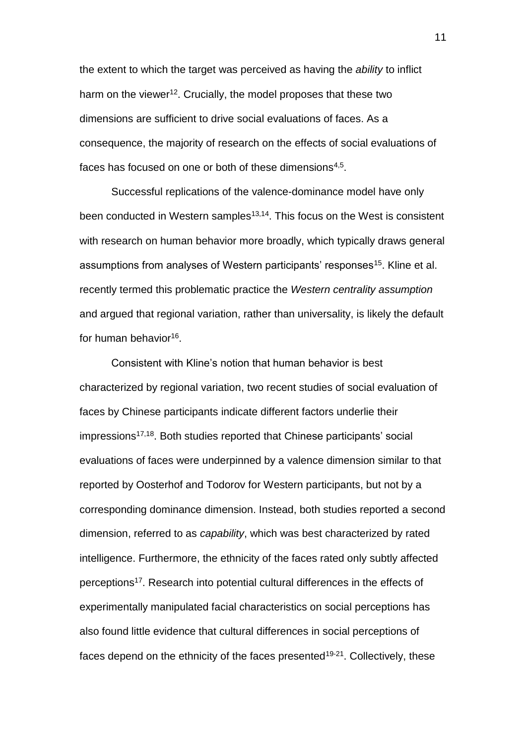the extent to which the target was perceived as having the *ability* to inflict harm on the viewer[12]. Crucially, the model proposes that these two dimensions are sufficient to drive social evaluations of faces. As a consequence, the majority of research on the effects of social evaluations of faces has focused on one or both of these dimensions[4,5].

Successful replications of the valence-dominance model have only been conducted in Western samples[13,14]. This focus on the West is consistent with research on human behavior more broadly, which typically draws general assumptions from analyses of Western participants' responses[15]. Kline et al. recently termed this problematic practice the *Western centrality assumption* and argued that regional variation, rather than universality, is likely the default for human behavior[16].

Consistent with Kline's notion that human behavior is best characterized by regional variation, two recent studies of social evaluation of faces by Chinese participants indicate different factors underlie their impressions[17,18]. Both studies reported that Chinese participants' social evaluations of faces were underpinned by a valence dimension similar to that reported by Oosterhof and Todorov for Western participants, but not by a corresponding dominance dimension. Instead, both studies reported a second dimension, referred to as *capability*, which was best characterized by rated intelligence. Furthermore, the ethnicity of the faces rated only subtly affected perceptions[17]. Research into potential cultural differences in the effects of experimentally manipulated facial characteristics on social perceptions has also found little evidence that cultural differences in social perceptions of faces depend on the ethnicity of the faces presented[19-21]. Collectively, these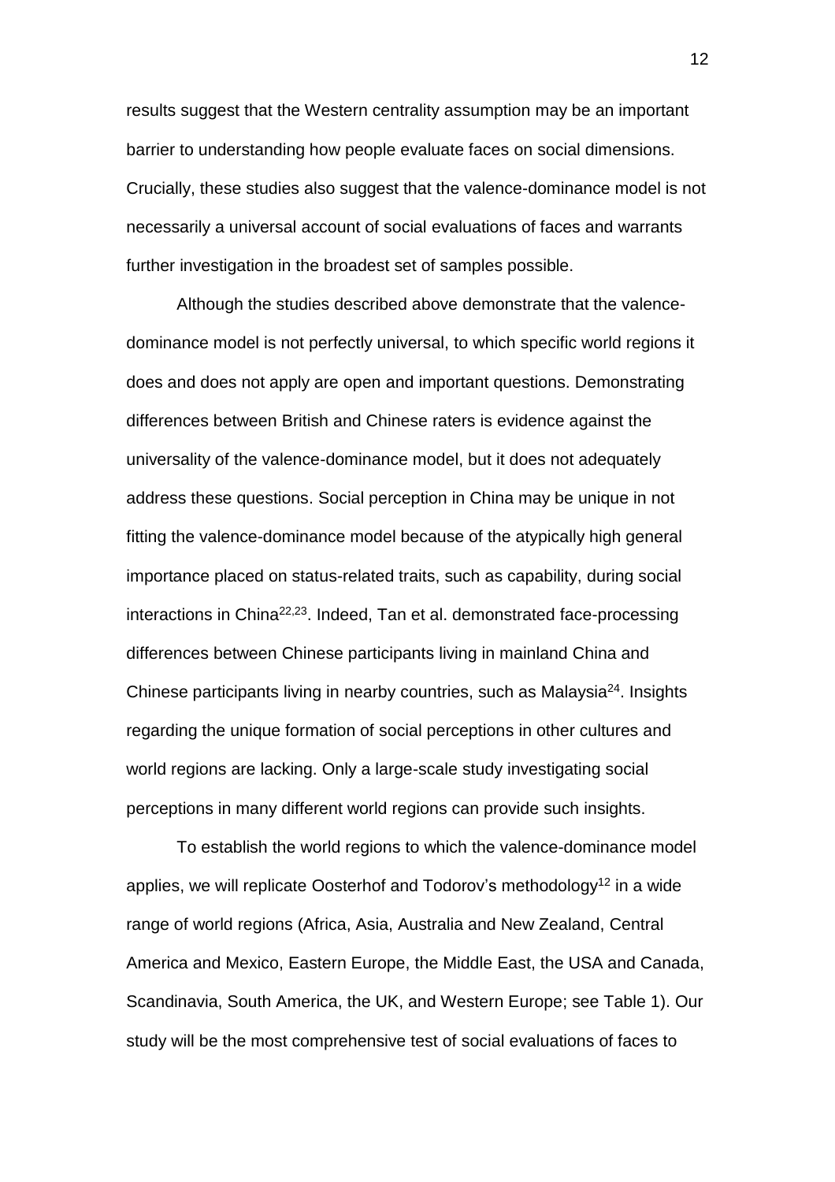results suggest that the Western centrality assumption may be an important barrier to understanding how people evaluate faces on social dimensions. Crucially, these studies also suggest that the valence-dominance model is not necessarily a universal account of social evaluations of faces and warrants further investigation in the broadest set of samples possible.

Although the studies described above demonstrate that the valence-dominance model is not perfectly universal, to which specific world regions it does and does not apply are open and important questions. Demonstrating differences between British and Chinese raters is evidence against the universality of the valence-dominance model, but it does not adequately address these questions. Social perception in China may be unique in not fitting the valence-dominance model because of the atypically high general importance placed on status-related traits, such as capability, during social interactions in China[22,23]. Indeed, Tan et al. demonstrated face-processing differences between Chinese participants living in mainland China and Chinese participants living in nearby countries, such as Malaysia[24]. Insights regarding the unique formation of social perceptions in other cultures and world regions are lacking. Only a large-scale study investigating social perceptions in many different world regions can provide such insights.

To establish the world regions to which the valence-dominance model applies, we will replicate Oosterhof and Todorov's methodology[12] in a wide range of world regions (Africa, Asia, Australia and New Zealand, Central America and Mexico, Eastern Europe, the Middle East, the USA and Canada, Scandinavia, South America, the UK, and Western Europe; see Table 1). Our study will be the most comprehensive test of social evaluations of faces to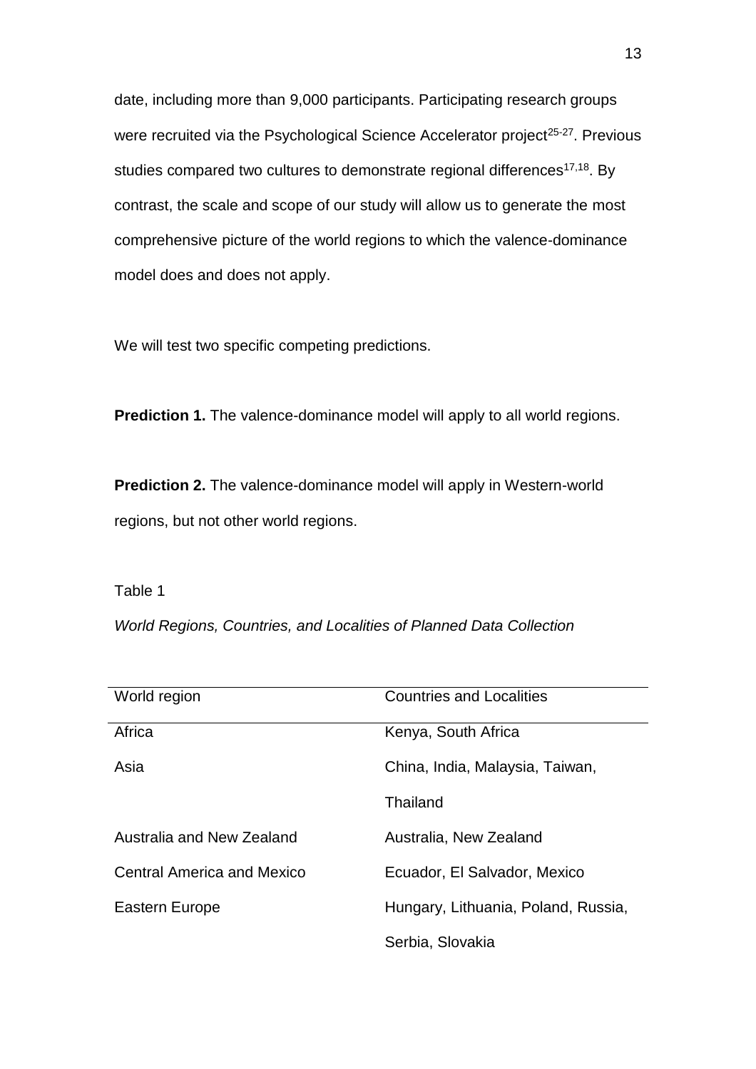date, including more than 9,000 participants. Participating research groups were recruited via the Psychological Science Accelerator project[25-27]. Previous studies compared two cultures to demonstrate regional differences[17,18]. By contrast, the scale and scope of our study will allow us to generate the most comprehensive picture of the world regions to which the valence-dominance model does and does not apply.

We will test two specific competing predictions.

**Prediction 1.** The valence-dominance model will apply to all world regions.

**Prediction 2.** The valence-dominance model will apply in Western-world regions, but not other world regions.

Table 1

*World Regions, Countries, and Localities of Planned Data Collection*

| World region | Countries and Localities |
|---|---|
| Africa | Kenya, South Africa |
| Asia | China, India, Malaysia, Taiwan, Thailand |
| Australia and New Zealand | Australia, New Zealand |
| Central America and Mexico | Ecuador, El Salvador, Mexico |
| Eastern Europe | Hungary, Lithuania, Poland, Russia, Serbia, Slovakia |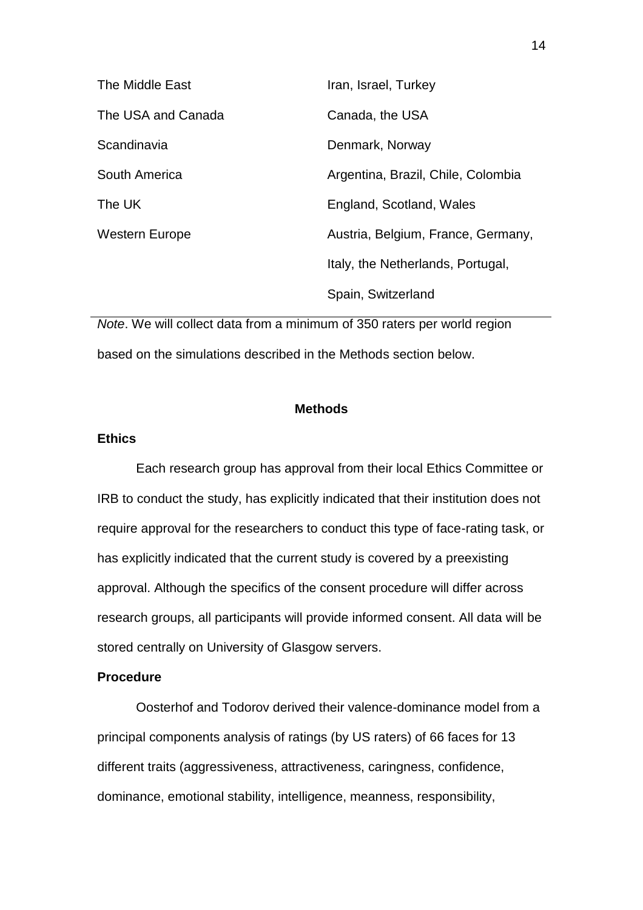| | |
|---|---|
| The Middle East | Iran, Israel, Turkey |
| The USA and Canada | Canada, the USA |
| Scandinavia | Denmark, Norway |
| South America | Argentina, Brazil, Chile, Colombia |
| The UK | England, Scotland, Wales |
| Western Europe | Austria, Belgium, France, Germany, Italy, the Netherlands, Portugal, Spain, Switzerland |

*Note*. We will collect data from a minimum of 350 raters per world region based on the simulations described in the Methods section below.

## Methods

### Ethics

Each research group has approval from their local Ethics Committee or IRB to conduct the study, has explicitly indicated that their institution does not require approval for the researchers to conduct this type of face-rating task, or has explicitly indicated that the current study is covered by a preexisting approval. Although the specifics of the consent procedure will differ across research groups, all participants will provide informed consent. All data will be stored centrally on University of Glasgow servers.

### Procedure

Oosterhof and Todorov derived their valence-dominance model from a principal components analysis of ratings (by US raters) of 66 faces for 13 different traits (aggressiveness, attractiveness, caringness, confidence, dominance, emotional stability, intelligence, meanness, responsibility,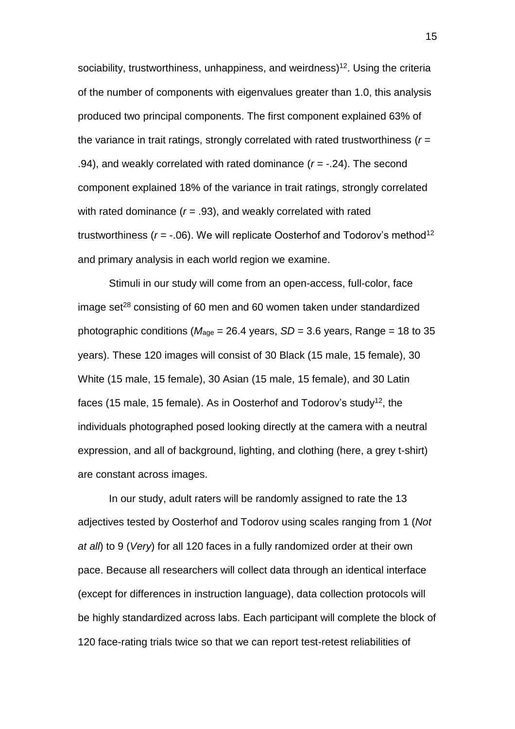sociability, trustworthiness, unhappiness, and weirdness)[12]. Using the criteria of the number of components with eigenvalues greater than 1.0, this analysis produced two principal components. The first component explained 63% of the variance in trait ratings, strongly correlated with rated trustworthiness ($r$ = .94), and weakly correlated with rated dominance ($r$ = -.24). The second component explained 18% of the variance in trait ratings, strongly correlated with rated dominance ($r$ = .93), and weakly correlated with rated trustworthiness ($r$ = -.06). We will replicate Oosterhof and Todorov's method[12] and primary analysis in each world region we examine.

Stimuli in our study will come from an open-access, full-color, face image set[28] consisting of 60 men and 60 women taken under standardized photographic conditions ($M_{age}$ = 26.4 years, $SD$ = 3.6 years, Range = 18 to 35 years). These 120 images will consist of 30 Black (15 male, 15 female), 30 White (15 male, 15 female), 30 Asian (15 male, 15 female), and 30 Latin faces (15 male, 15 female). As in Oosterhof and Todorov's study[12], the individuals photographed posed looking directly at the camera with a neutral expression, and all of background, lighting, and clothing (here, a grey t-shirt) are constant across images.

In our study, adult raters will be randomly assigned to rate the 13 adjectives tested by Oosterhof and Todorov using scales ranging from 1 (*Not at all*) to 9 (*Very*) for all 120 faces in a fully randomized order at their own pace. Because all researchers will collect data through an identical interface (except for differences in instruction language), data collection protocols will be highly standardized across labs. Each participant will complete the block of 120 face-rating trials twice so that we can report test-retest reliabilities of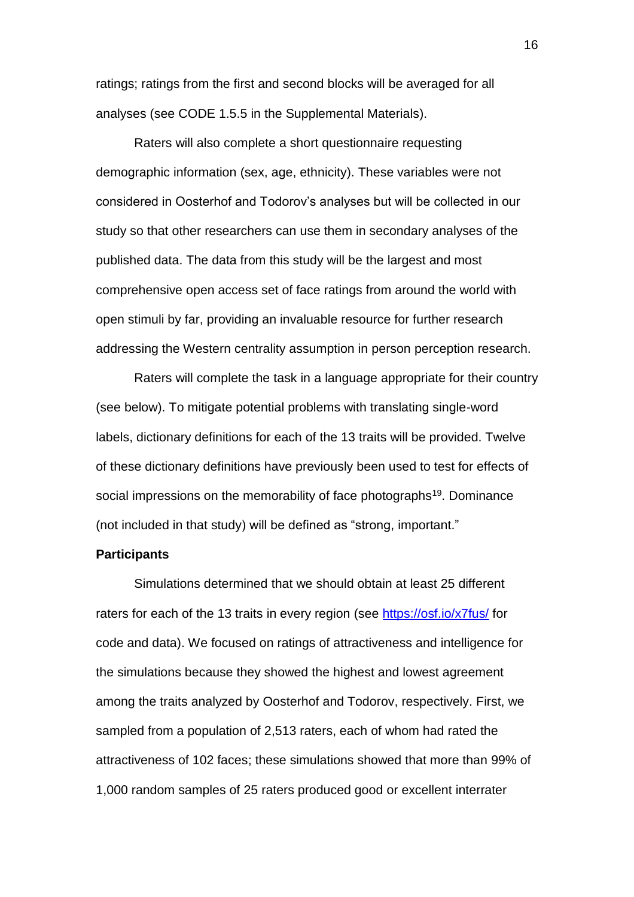ratings; ratings from the first and second blocks will be averaged for all analyses (see CODE 1.5.5 in the Supplemental Materials).

Raters will also complete a short questionnaire requesting demographic information (sex, age, ethnicity). These variables were not considered in Oosterhof and Todorov's analyses but will be collected in our study so that other researchers can use them in secondary analyses of the published data. The data from this study will be the largest and most comprehensive open access set of face ratings from around the world with open stimuli by far, providing an invaluable resource for further research addressing the Western centrality assumption in person perception research.

Raters will complete the task in a language appropriate for their country (see below). To mitigate potential problems with translating single-word labels, dictionary definitions for each of the 13 traits will be provided. Twelve of these dictionary definitions have previously been used to test for effects of social impressions on the memorability of face photographs[19]. Dominance (not included in that study) will be defined as "strong, important."

**Participants**

Simulations determined that we should obtain at least 25 different raters for each of the 13 traits in every region (see https://osf.io/x7fus/ for code and data). We focused on ratings of attractiveness and intelligence for the simulations because they showed the highest and lowest agreement among the traits analyzed by Oosterhof and Todorov, respectively. First, we sampled from a population of 2,513 raters, each of whom had rated the attractiveness of 102 faces; these simulations showed that more than 99% of 1,000 random samples of 25 raters produced good or excellent interrater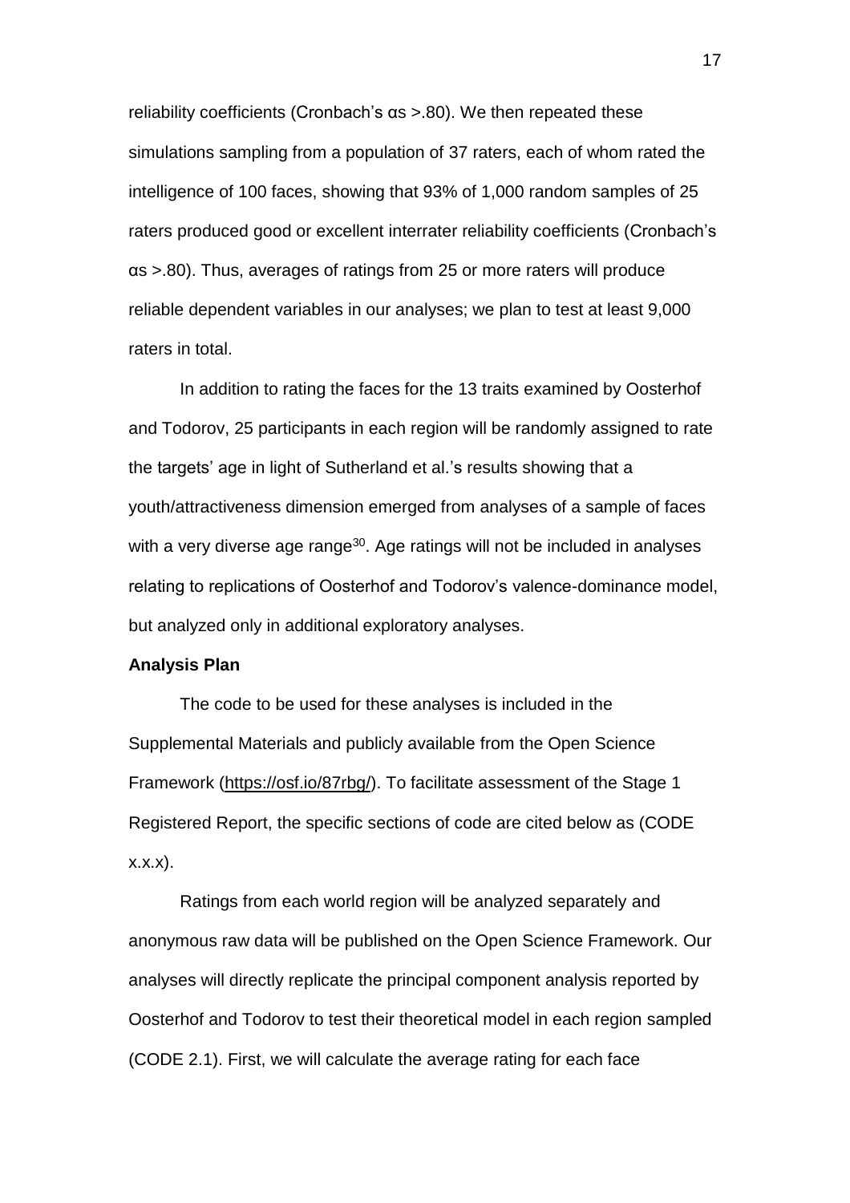reliability coefficients (Cronbach's αs >.80). We then repeated these simulations sampling from a population of 37 raters, each of whom rated the intelligence of 100 faces, showing that 93% of 1,000 random samples of 25 raters produced good or excellent interrater reliability coefficients (Cronbach's αs >.80). Thus, averages of ratings from 25 or more raters will produce reliable dependent variables in our analyses; we plan to test at least 9,000 raters in total.

In addition to rating the faces for the 13 traits examined by Oosterhof and Todorov, 25 participants in each region will be randomly assigned to rate the targets' age in light of Sutherland et al.'s results showing that a youth/attractiveness dimension emerged from analyses of a sample of faces with a very diverse age range[30]. Age ratings will not be included in analyses relating to replications of Oosterhof and Todorov's valence-dominance model, but analyzed only in additional exploratory analyses.

**Analysis Plan**

The code to be used for these analyses is included in the Supplemental Materials and publicly available from the Open Science Framework (https://osf.io/87rbg/). To facilitate assessment of the Stage 1 Registered Report, the specific sections of code are cited below as (CODE x.x.x).

Ratings from each world region will be analyzed separately and anonymous raw data will be published on the Open Science Framework. Our analyses will directly replicate the principal component analysis reported by Oosterhof and Todorov to test their theoretical model in each region sampled (CODE 2.1). First, we will calculate the average rating for each face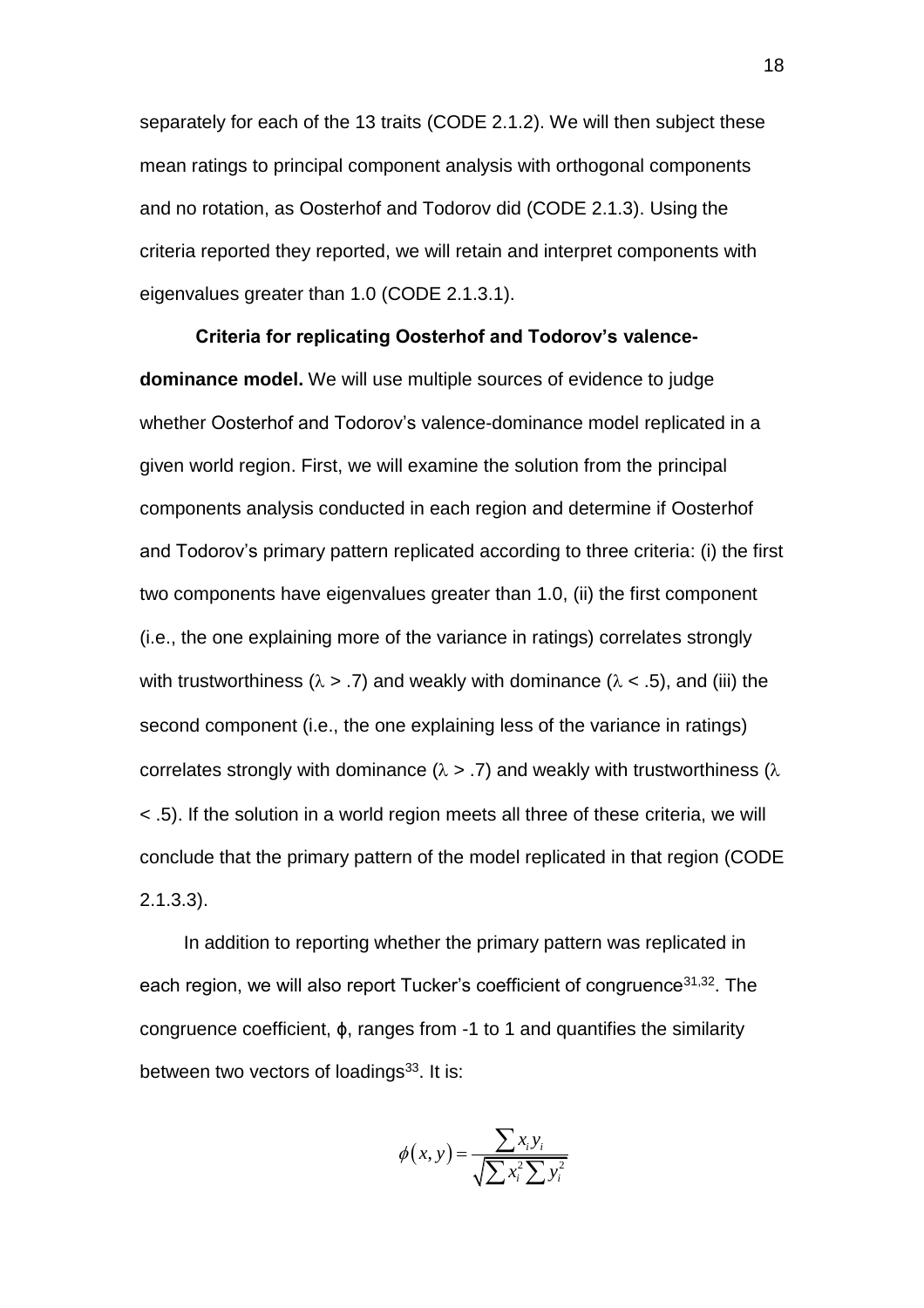separately for each of the 13 traits (CODE 2.1.2). We will then subject these mean ratings to principal component analysis with orthogonal components and no rotation, as Oosterhof and Todorov did (CODE 2.1.3). Using the criteria reported they reported, we will retain and interpret components with eigenvalues greater than 1.0 (CODE 2.1.3.1).

**Criteria for replicating Oosterhof and Todorov's valence-dominance model.** We will use multiple sources of evidence to judge whether Oosterhof and Todorov's valence-dominance model replicated in a given world region. First, we will examine the solution from the principal components analysis conducted in each region and determine if Oosterhof and Todorov's primary pattern replicated according to three criteria: (i) the first two components have eigenvalues greater than 1.0, (ii) the first component (i.e., the one explaining more of the variance in ratings) correlates strongly with trustworthiness ($\lambda > .7$) and weakly with dominance ($\lambda < .5$), and (iii) the second component (i.e., the one explaining less of the variance in ratings) correlates strongly with dominance ($\lambda > .7$) and weakly with trustworthiness ($\lambda < .5$). If the solution in a world region meets all three of these criteria, we will conclude that the primary pattern of the model replicated in that region (CODE 2.1.3.3).

In addition to reporting whether the primary pattern was replicated in each region, we will also report Tucker's coefficient of congruence[31,32]. The congruence coefficient, $\phi$, ranges from -1 to 1 and quantifies the similarity between two vectors of loadings[33]. It is:

$$\phi(x, y) = \frac{\sum x_i y_i}{\sqrt{\sum x_i^2 \sum y_i^2}}$$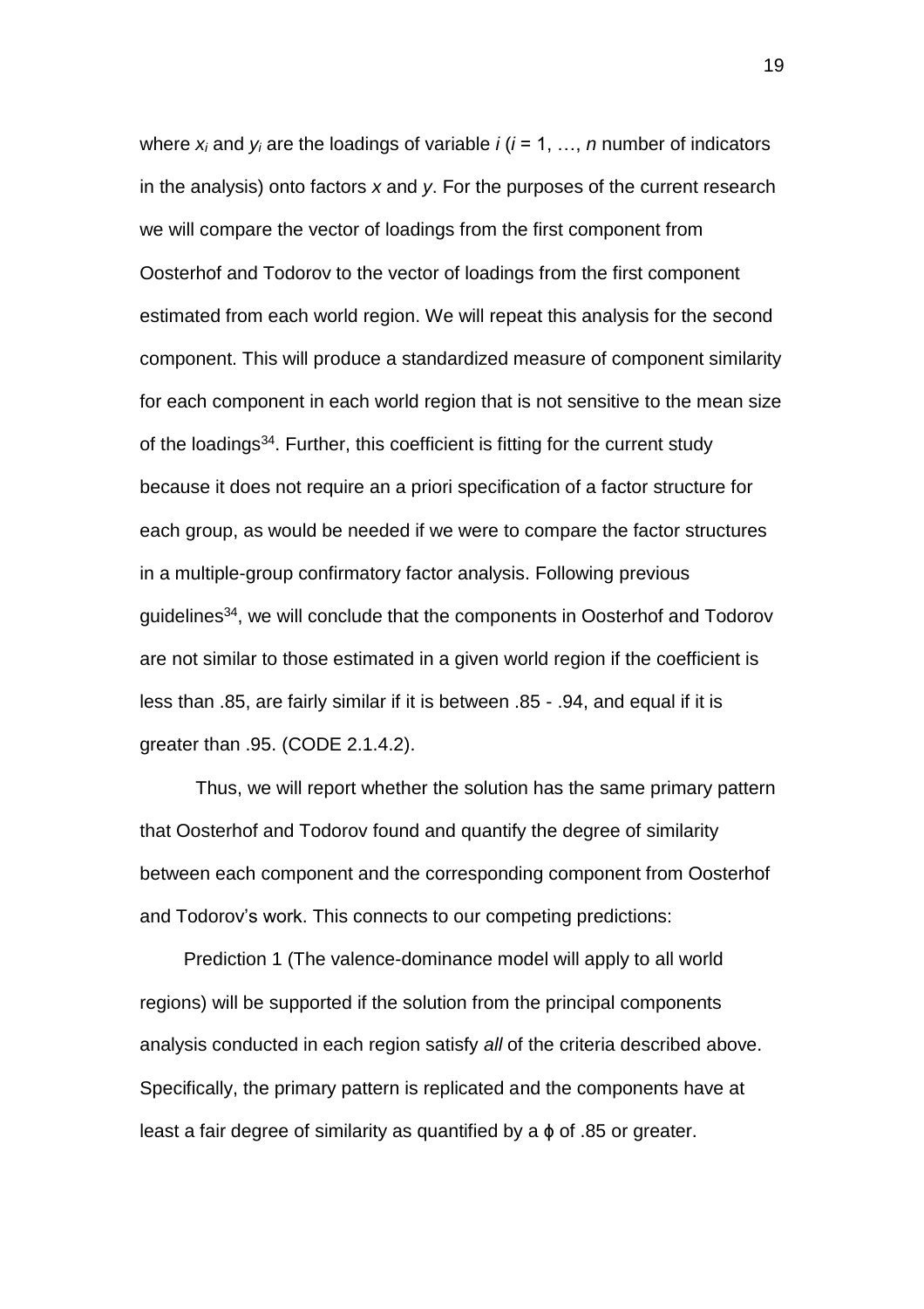where $x_i$ and $y_i$ are the loadings of variable $i$ ($i$ = 1, …, $n$ number of indicators in the analysis) onto factors $x$ and $y$. For the purposes of the current research we will compare the vector of loadings from the first component from Oosterhof and Todorov to the vector of loadings from the first component estimated from each world region. We will repeat this analysis for the second component. This will produce a standardized measure of component similarity for each component in each world region that is not sensitive to the mean size of the loadings[34]. Further, this coefficient is fitting for the current study because it does not require an a priori specification of a factor structure for each group, as would be needed if we were to compare the factor structures in a multiple-group confirmatory factor analysis. Following previous guidelines[34], we will conclude that the components in Oosterhof and Todorov are not similar to those estimated in a given world region if the coefficient is less than .85, are fairly similar if it is between .85 - .94, and equal if it is greater than .95. (CODE 2.1.4.2).

Thus, we will report whether the solution has the same primary pattern that Oosterhof and Todorov found and quantify the degree of similarity between each component and the corresponding component from Oosterhof and Todorov's work. This connects to our competing predictions:

Prediction 1 (The valence-dominance model will apply to all world regions) will be supported if the solution from the principal components analysis conducted in each region satisfy *all* of the criteria described above. Specifically, the primary pattern is replicated and the components have at least a fair degree of similarity as quantified by a $\phi$ of .85 or greater.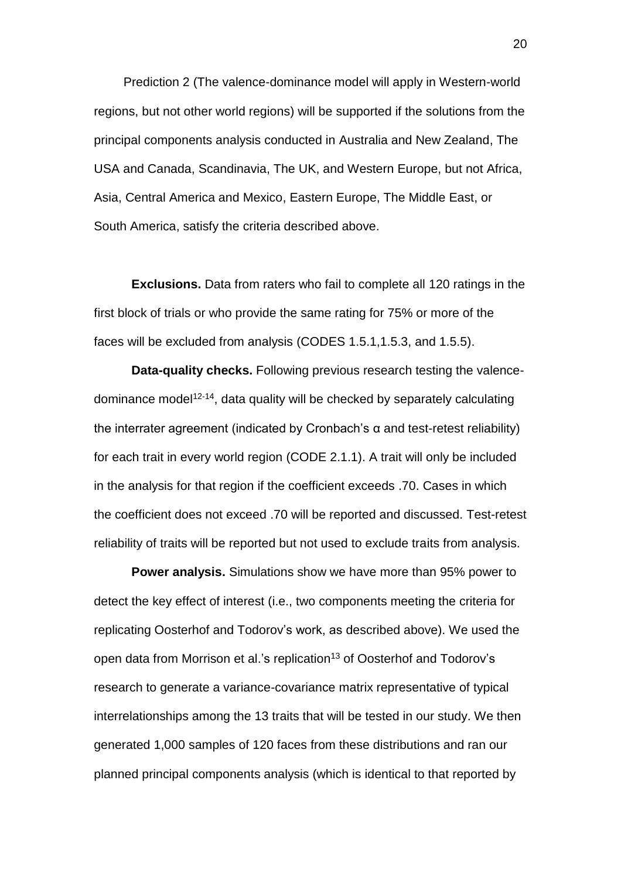Prediction 2 (The valence-dominance model will apply in Western-world regions, but not other world regions) will be supported if the solutions from the principal components analysis conducted in Australia and New Zealand, The USA and Canada, Scandinavia, The UK, and Western Europe, but not Africa, Asia, Central America and Mexico, Eastern Europe, The Middle East, or South America, satisfy the criteria described above.

**Exclusions.** Data from raters who fail to complete all 120 ratings in the first block of trials or who provide the same rating for 75% or more of the faces will be excluded from analysis (CODES 1.5.1,1.5.3, and 1.5.5).

**Data-quality checks.** Following previous research testing the valence-dominance model[12-14], data quality will be checked by separately calculating the interrater agreement (indicated by Cronbach's α and test-retest reliability) for each trait in every world region (CODE 2.1.1). A trait will only be included in the analysis for that region if the coefficient exceeds .70. Cases in which the coefficient does not exceed .70 will be reported and discussed. Test-retest reliability of traits will be reported but not used to exclude traits from analysis.

**Power analysis.** Simulations show we have more than 95% power to detect the key effect of interest (i.e., two components meeting the criteria for replicating Oosterhof and Todorov's work, as described above). We used the open data from Morrison et al.'s replication[13] of Oosterhof and Todorov's research to generate a variance-covariance matrix representative of typical interrelationships among the 13 traits that will be tested in our study. We then generated 1,000 samples of 120 faces from these distributions and ran our planned principal components analysis (which is identical to that reported by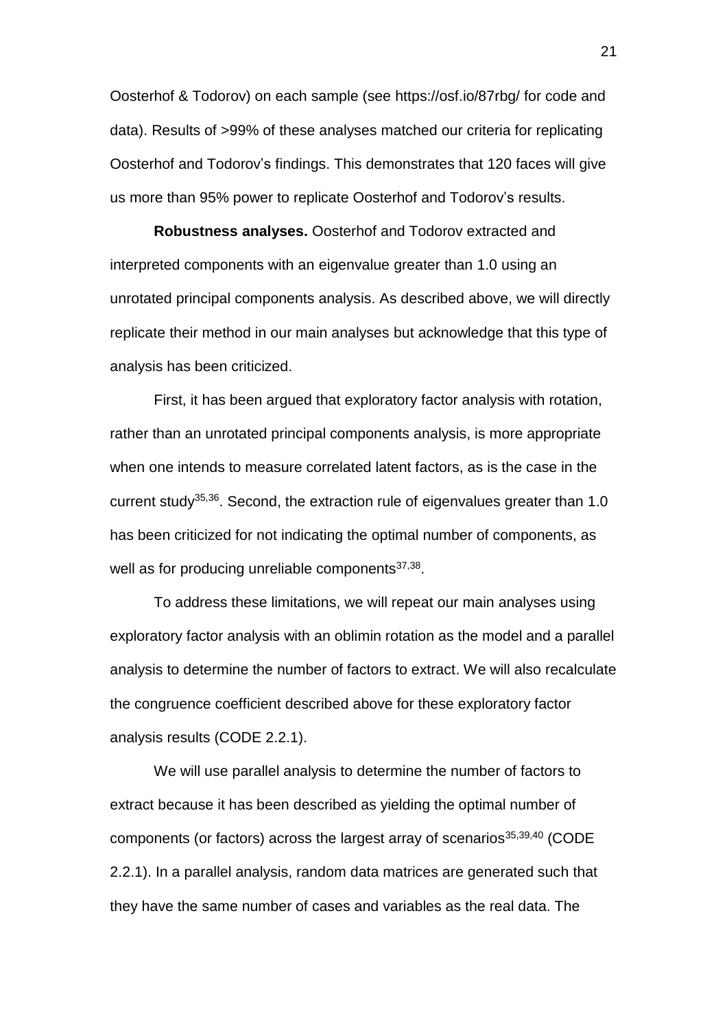Oosterhof & Todorov) on each sample (see https://osf.io/87rbg/ for code and data). Results of >99% of these analyses matched our criteria for replicating Oosterhof and Todorov's findings. This demonstrates that 120 faces will give us more than 95% power to replicate Oosterhof and Todorov's results.

**Robustness analyses.** Oosterhof and Todorov extracted and interpreted components with an eigenvalue greater than 1.0 using an unrotated principal components analysis. As described above, we will directly replicate their method in our main analyses but acknowledge that this type of analysis has been criticized.

First, it has been argued that exploratory factor analysis with rotation, rather than an unrotated principal components analysis, is more appropriate when one intends to measure correlated latent factors, as is the case in the current study[35,36]. Second, the extraction rule of eigenvalues greater than 1.0 has been criticized for not indicating the optimal number of components, as well as for producing unreliable components[37,38].

To address these limitations, we will repeat our main analyses using exploratory factor analysis with an oblimin rotation as the model and a parallel analysis to determine the number of factors to extract. We will also recalculate the congruence coefficient described above for these exploratory factor analysis results (CODE 2.2.1).

We will use parallel analysis to determine the number of factors to extract because it has been described as yielding the optimal number of components (or factors) across the largest array of scenarios[35,39,40] (CODE 2.2.1). In a parallel analysis, random data matrices are generated such that they have the same number of cases and variables as the real data. The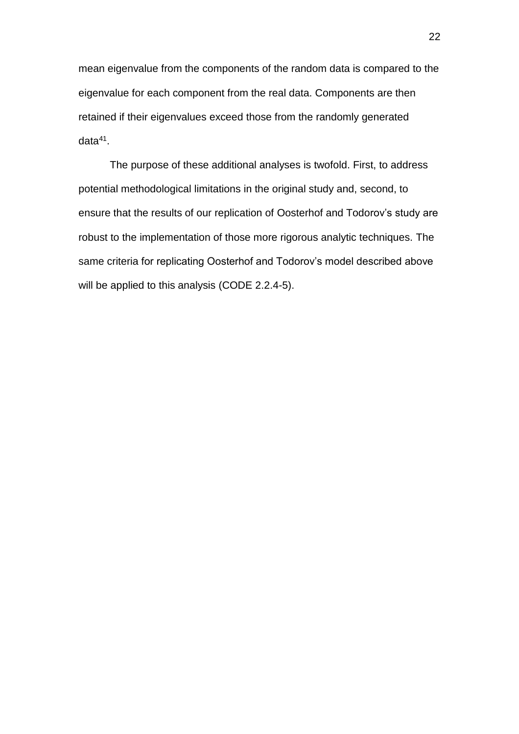mean eigenvalue from the components of the random data is compared to the eigenvalue for each component from the real data. Components are then retained if their eigenvalues exceed those from the randomly generated data[41].

The purpose of these additional analyses is twofold. First, to address potential methodological limitations in the original study and, second, to ensure that the results of our replication of Oosterhof and Todorov's study are robust to the implementation of those more rigorous analytic techniques. The same criteria for replicating Oosterhof and Todorov's model described above will be applied to this analysis (CODE 2.2.4-5).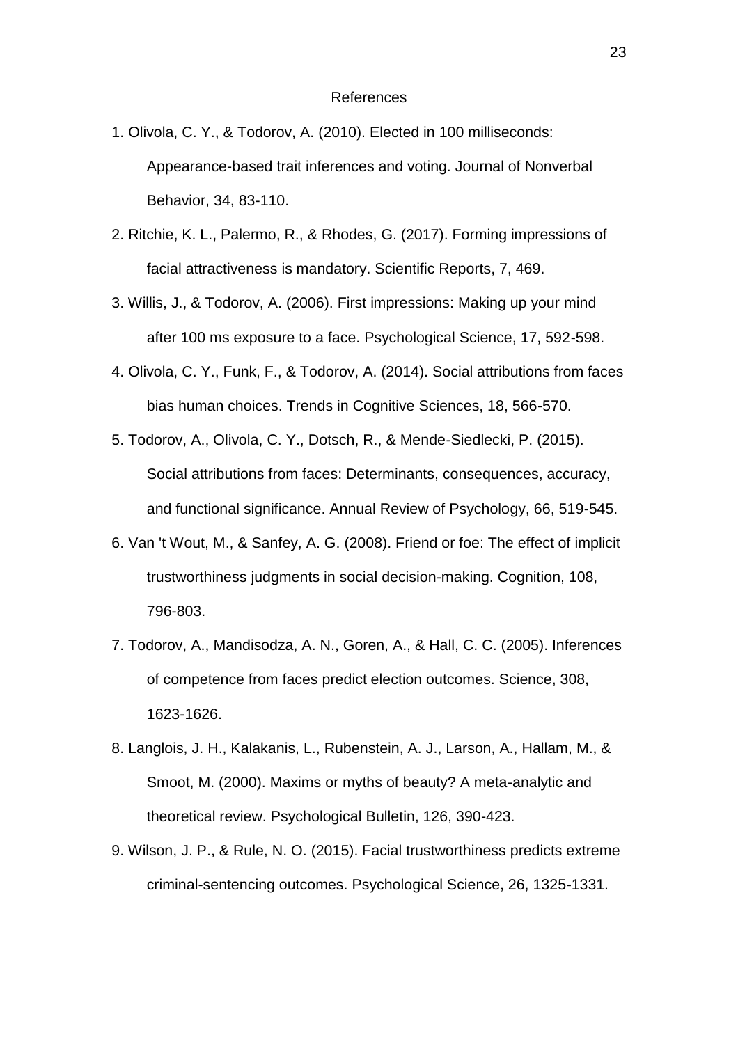## References

1. Olivola, C. Y., & Todorov, A. (2010). Elected in 100 milliseconds: Appearance-based trait inferences and voting. Journal of Nonverbal Behavior, 34, 83-110.
2. Ritchie, K. L., Palermo, R., & Rhodes, G. (2017). Forming impressions of facial attractiveness is mandatory. Scientific Reports, 7, 469.
3. Willis, J., & Todorov, A. (2006). First impressions: Making up your mind after 100 ms exposure to a face. Psychological Science, 17, 592-598.
4. Olivola, C. Y., Funk, F., & Todorov, A. (2014). Social attributions from faces bias human choices. Trends in Cognitive Sciences, 18, 566-570.
5. Todorov, A., Olivola, C. Y., Dotsch, R., & Mende-Siedlecki, P. (2015). Social attributions from faces: Determinants, consequences, accuracy, and functional significance. Annual Review of Psychology, 66, 519-545.
6. Van 't Wout, M., & Sanfey, A. G. (2008). Friend or foe: The effect of implicit trustworthiness judgments in social decision-making. Cognition, 108, 796-803.
7. Todorov, A., Mandisodza, A. N., Goren, A., & Hall, C. C. (2005). Inferences of competence from faces predict election outcomes. Science, 308, 1623-1626.
8. Langlois, J. H., Kalakanis, L., Rubenstein, A. J., Larson, A., Hallam, M., & Smoot, M. (2000). Maxims or myths of beauty? A meta-analytic and theoretical review. Psychological Bulletin, 126, 390-423.
9. Wilson, J. P., & Rule, N. O. (2015). Facial trustworthiness predicts extreme criminal-sentencing outcomes. Psychological Science, 26, 1325-1331.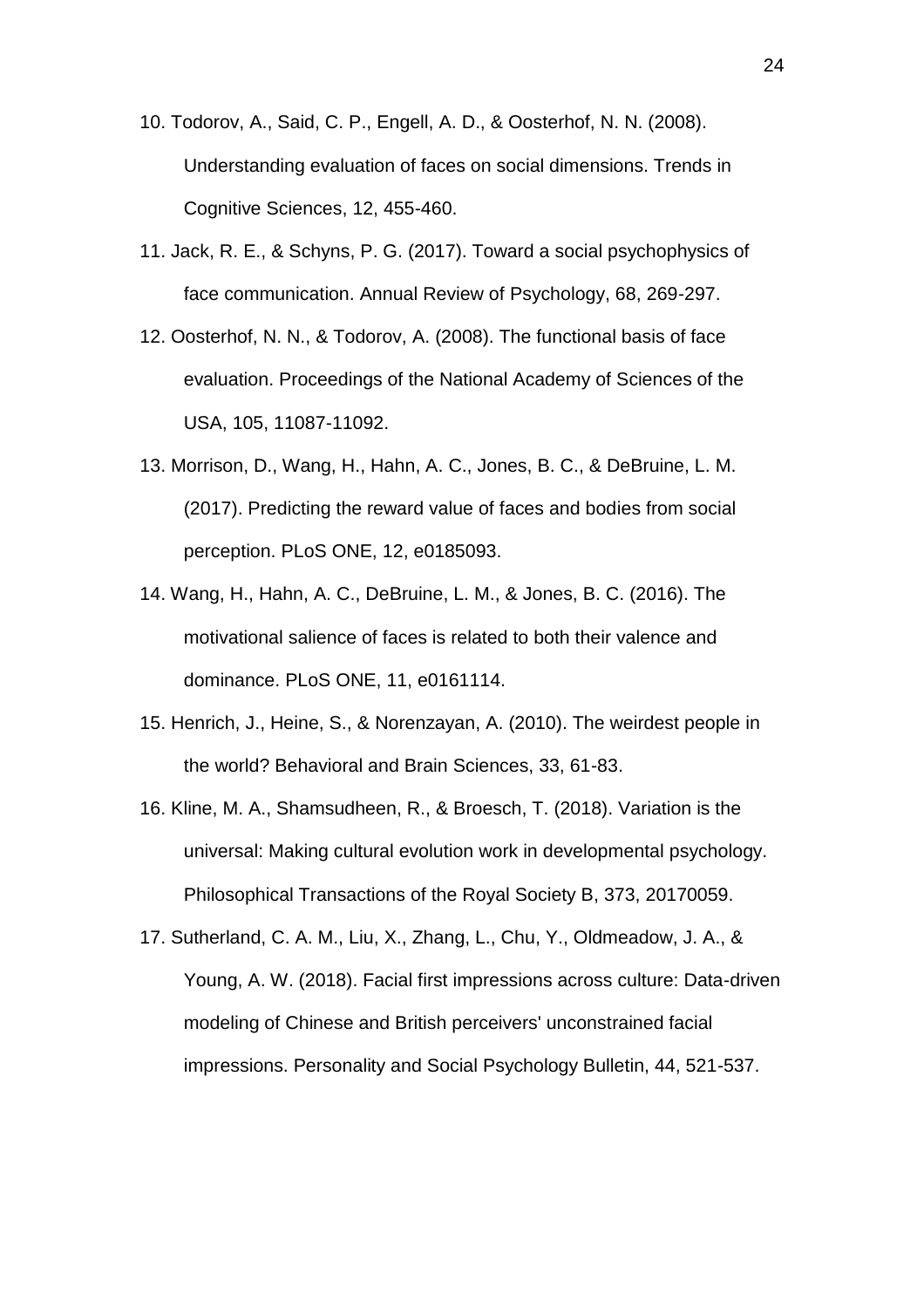10. Todorov, A., Said, C. P., Engell, A. D., & Oosterhof, N. N. (2008). Understanding evaluation of faces on social dimensions. Trends in Cognitive Sciences, 12, 455-460.
11. Jack, R. E., & Schyns, P. G. (2017). Toward a social psychophysics of face communication. Annual Review of Psychology, 68, 269-297.
12. Oosterhof, N. N., & Todorov, A. (2008). The functional basis of face evaluation. Proceedings of the National Academy of Sciences of the USA, 105, 11087-11092.
13. Morrison, D., Wang, H., Hahn, A. C., Jones, B. C., & DeBruine, L. M. (2017). Predicting the reward value of faces and bodies from social perception. PLoS ONE, 12, e0185093.
14. Wang, H., Hahn, A. C., DeBruine, L. M., & Jones, B. C. (2016). The motivational salience of faces is related to both their valence and dominance. PLoS ONE, 11, e0161114.
15. Henrich, J., Heine, S., & Norenzayan, A. (2010). The weirdest people in the world? Behavioral and Brain Sciences, 33, 61-83.
16. Kline, M. A., Shamsudheen, R., & Broesch, T. (2018). Variation is the universal: Making cultural evolution work in developmental psychology. Philosophical Transactions of the Royal Society B, 373, 20170059.
17. Sutherland, C. A. M., Liu, X., Zhang, L., Chu, Y., Oldmeadow, J. A., & Young, A. W. (2018). Facial first impressions across culture: Data-driven modeling of Chinese and British perceivers' unconstrained facial impressions. Personality and Social Psychology Bulletin, 44, 521-537.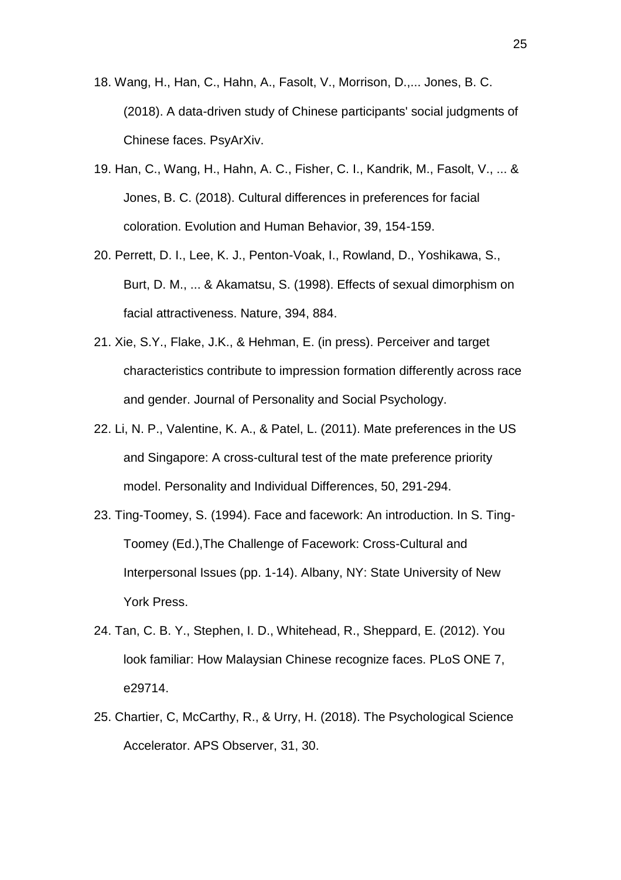18. Wang, H., Han, C., Hahn, A., Fasolt, V., Morrison, D.,... Jones, B. C. (2018). A data-driven study of Chinese participants' social judgments of Chinese faces. PsyArXiv.

19. Han, C., Wang, H., Hahn, A. C., Fisher, C. I., Kandrik, M., Fasolt, V., ... & Jones, B. C. (2018). Cultural differences in preferences for facial coloration. Evolution and Human Behavior, 39, 154-159.

20. Perrett, D. I., Lee, K. J., Penton-Voak, I., Rowland, D., Yoshikawa, S., Burt, D. M., ... & Akamatsu, S. (1998). Effects of sexual dimorphism on facial attractiveness. Nature, 394, 884.

21. Xie, S.Y., Flake, J.K., & Hehman, E. (in press). Perceiver and target characteristics contribute to impression formation differently across race and gender. Journal of Personality and Social Psychology.

22. Li, N. P., Valentine, K. A., & Patel, L. (2011). Mate preferences in the US and Singapore: A cross-cultural test of the mate preference priority model. Personality and Individual Differences, 50, 291-294.

23. Ting-Toomey, S. (1994). Face and facework: An introduction. In S. Ting-Toomey (Ed.),The Challenge of Facework: Cross-Cultural and Interpersonal Issues (pp. 1-14). Albany, NY: State University of New York Press.

24. Tan, C. B. Y., Stephen, I. D., Whitehead, R., Sheppard, E. (2012). You look familiar: How Malaysian Chinese recognize faces. PLoS ONE 7, e29714.

25. Chartier, C, McCarthy, R., & Urry, H. (2018). The Psychological Science Accelerator. APS Observer, 31, 30.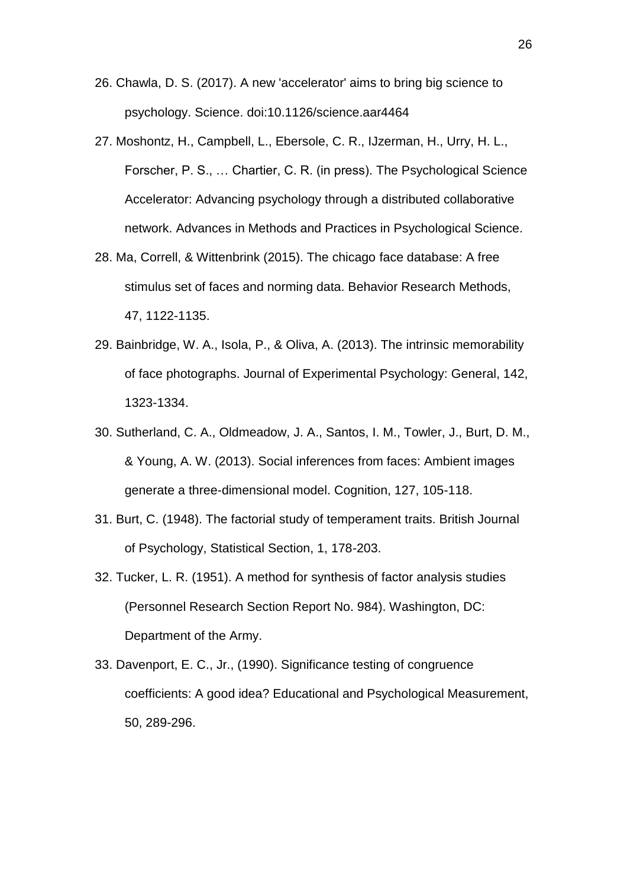26. Chawla, D. S. (2017). A new 'accelerator' aims to bring big science to psychology. Science. doi:10.1126/science.aar4464

27. Moshontz, H., Campbell, L., Ebersole, C. R., IJzerman, H., Urry, H. L., Forscher, P. S., … Chartier, C. R. (in press). The Psychological Science Accelerator: Advancing psychology through a distributed collaborative network. Advances in Methods and Practices in Psychological Science.

28. Ma, Correll, & Wittenbrink (2015). The chicago face database: A free stimulus set of faces and norming data. Behavior Research Methods, 47, 1122-1135.

29. Bainbridge, W. A., Isola, P., & Oliva, A. (2013). The intrinsic memorability of face photographs. Journal of Experimental Psychology: General, 142, 1323-1334.

30. Sutherland, C. A., Oldmeadow, J. A., Santos, I. M., Towler, J., Burt, D. M., & Young, A. W. (2013). Social inferences from faces: Ambient images generate a three-dimensional model. Cognition, 127, 105-118.

31. Burt, C. (1948). The factorial study of temperament traits. British Journal of Psychology, Statistical Section, 1, 178-203.

32. Tucker, L. R. (1951). A method for synthesis of factor analysis studies (Personnel Research Section Report No. 984). Washington, DC: Department of the Army.

33. Davenport, E. C., Jr., (1990). Significance testing of congruence coefficients: A good idea? Educational and Psychological Measurement, 50, 289-296.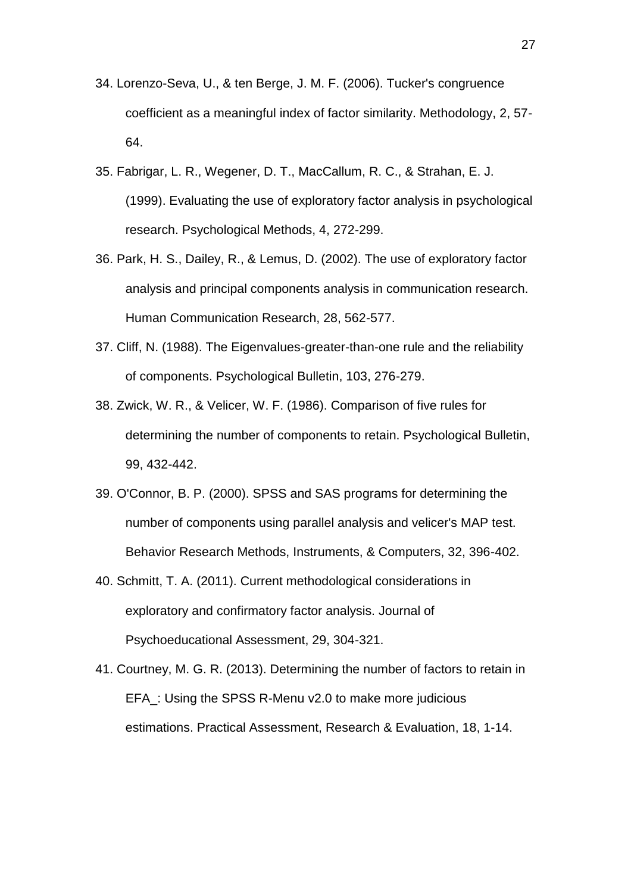34. Lorenzo-Seva, U., & ten Berge, J. M. F. (2006). Tucker's congruence coefficient as a meaningful index of factor similarity. Methodology, 2, 57-64.

35. Fabrigar, L. R., Wegener, D. T., MacCallum, R. C., & Strahan, E. J. (1999). Evaluating the use of exploratory factor analysis in psychological research. Psychological Methods, 4, 272-299.

36. Park, H. S., Dailey, R., & Lemus, D. (2002). The use of exploratory factor analysis and principal components analysis in communication research. Human Communication Research, 28, 562-577.

37. Cliff, N. (1988). The Eigenvalues-greater-than-one rule and the reliability of components. Psychological Bulletin, 103, 276-279.

38. Zwick, W. R., & Velicer, W. F. (1986). Comparison of five rules for determining the number of components to retain. Psychological Bulletin, 99, 432-442.

39. O'Connor, B. P. (2000). SPSS and SAS programs for determining the number of components using parallel analysis and velicer's MAP test. Behavior Research Methods, Instruments, & Computers, 32, 396-402.

40. Schmitt, T. A. (2011). Current methodological considerations in exploratory and confirmatory factor analysis. Journal of Psychoeducational Assessment, 29, 304-321.

41. Courtney, M. G. R. (2013). Determining the number of factors to retain in EFA_: Using the SPSS R-Menu v2.0 to make more judicious estimations. Practical Assessment, Research & Evaluation, 18, 1-14.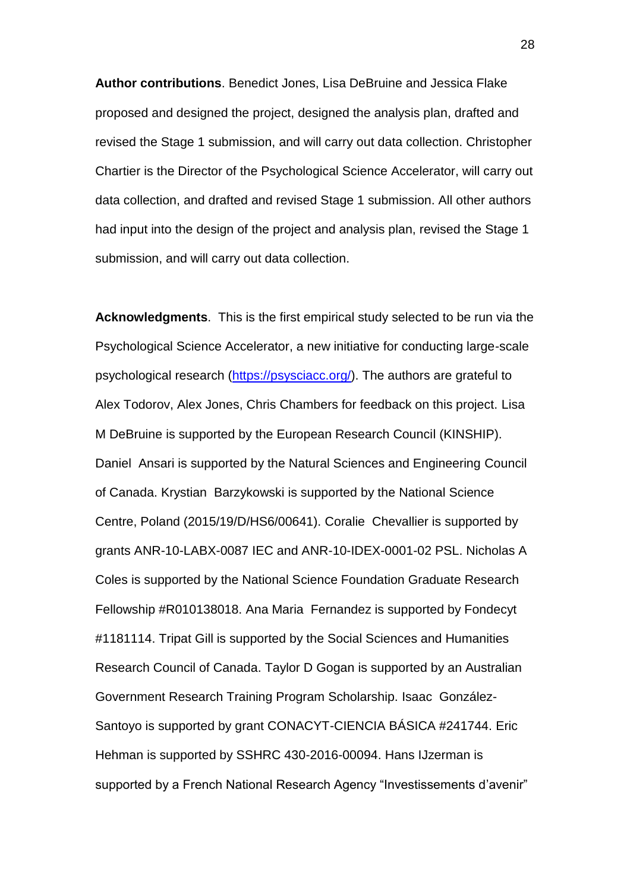**Author contributions**. Benedict Jones, Lisa DeBruine and Jessica Flake proposed and designed the project, designed the analysis plan, drafted and revised the Stage 1 submission, and will carry out data collection. Christopher Chartier is the Director of the Psychological Science Accelerator, will carry out data collection, and drafted and revised Stage 1 submission. All other authors had input into the design of the project and analysis plan, revised the Stage 1 submission, and will carry out data collection.

**Acknowledgments**. This is the first empirical study selected to be run via the Psychological Science Accelerator, a new initiative for conducting large-scale psychological research (https://psysciacc.org/). The authors are grateful to Alex Todorov, Alex Jones, Chris Chambers for feedback on this project. Lisa M DeBruine is supported by the European Research Council (KINSHIP). Daniel Ansari is supported by the Natural Sciences and Engineering Council of Canada. Krystian Barzykowski is supported by the National Science Centre, Poland (2015/19/D/HS6/00641). Coralie Chevallier is supported by grants ANR-10-LABX-0087 IEC and ANR-10-IDEX-0001-02 PSL. Nicholas A Coles is supported by the National Science Foundation Graduate Research Fellowship #R010138018. Ana Maria Fernandez is supported by Fondecyt #1181114. Tripat Gill is supported by the Social Sciences and Humanities Research Council of Canada. Taylor D Gogan is supported by an Australian Government Research Training Program Scholarship. Isaac González-Santoyo is supported by grant CONACYT-CIENCIA BÁSICA #241744. Eric Hehman is supported by SSHRC 430-2016-00094. Hans IJzerman is supported by a French National Research Agency "Investissements d'avenir"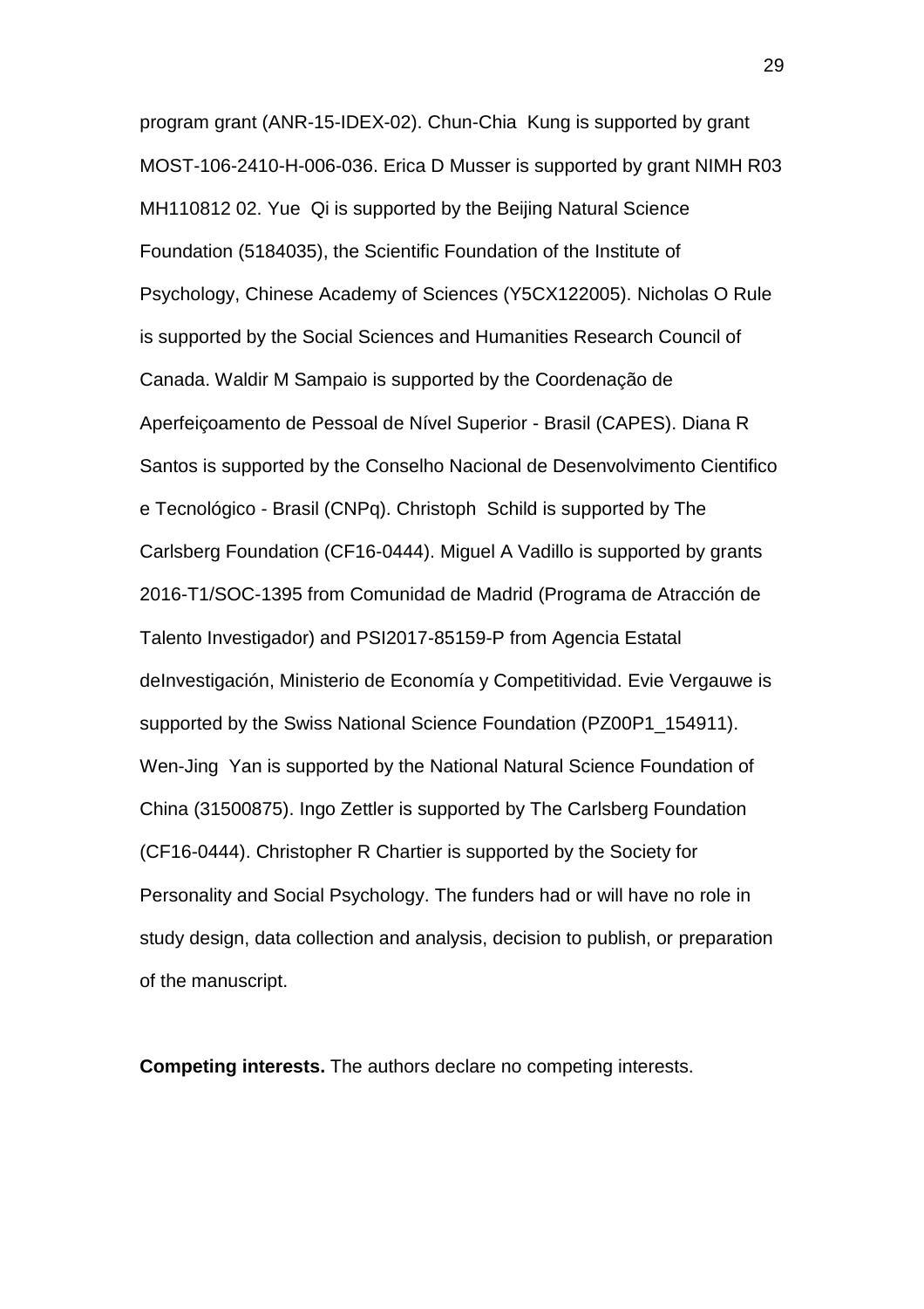program grant (ANR-15-IDEX-02). Chun-Chia Kung is supported by grant MOST-106-2410-H-006-036. Erica D Musser is supported by grant NIMH R03 MH110812 02. Yue Qi is supported by the Beijing Natural Science Foundation (5184035), the Scientific Foundation of the Institute of Psychology, Chinese Academy of Sciences (Y5CX122005). Nicholas O Rule is supported by the Social Sciences and Humanities Research Council of Canada. Waldir M Sampaio is supported by the Coordenação de Aperfeiçoamento de Pessoal de Nível Superior - Brasil (CAPES). Diana R Santos is supported by the Conselho Nacional de Desenvolvimento Cientifico e Tecnológico - Brasil (CNPq). Christoph Schild is supported by The Carlsberg Foundation (CF16-0444). Miguel A Vadillo is supported by grants 2016-T1/SOC-1395 from Comunidad de Madrid (Programa de Atracción de Talento Investigador) and PSI2017-85159-P from Agencia Estatal deInvestigación, Ministerio de Economía y Competitividad. Evie Vergauwe is supported by the Swiss National Science Foundation (PZ00P1_154911). Wen-Jing Yan is supported by the National Natural Science Foundation of China (31500875). Ingo Zettler is supported by The Carlsberg Foundation (CF16-0444). Christopher R Chartier is supported by the Society for Personality and Social Psychology. The funders had or will have no role in study design, data collection and analysis, decision to publish, or preparation of the manuscript.

**Competing interests.** The authors declare no competing interests.